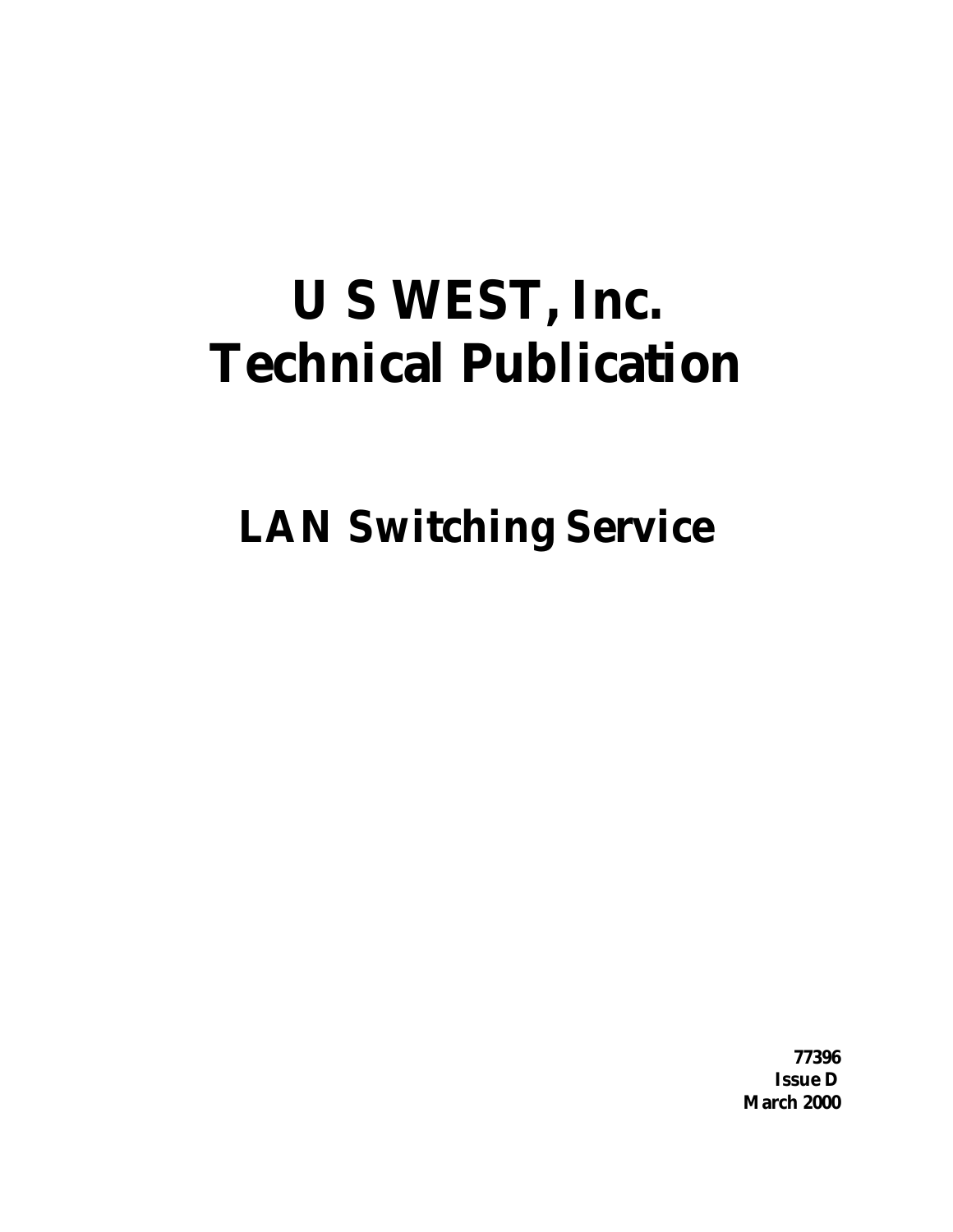# U S WEST, Inc.
# Technical Publication

## LAN Switching Service

**77396**
**Issue D**
**March 2000**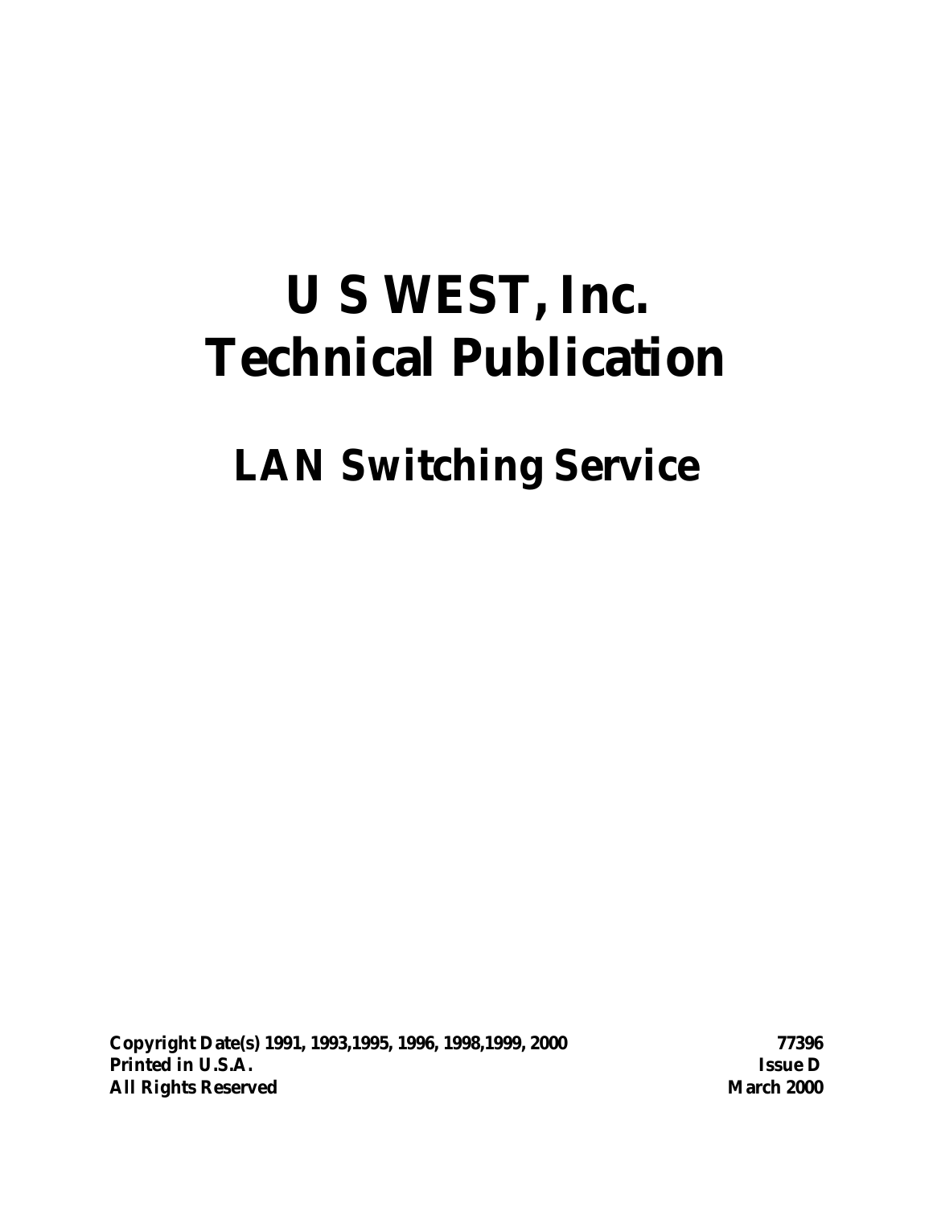# U S WEST, Inc.
# Technical Publication

## LAN Switching Service

**Copyright Date(s) 1991, 1993,1995, 1996, 1998,1999, 2000** **77396**
**Printed in U.S.A.** **Issue D**
**All Rights Reserved** **March 2000**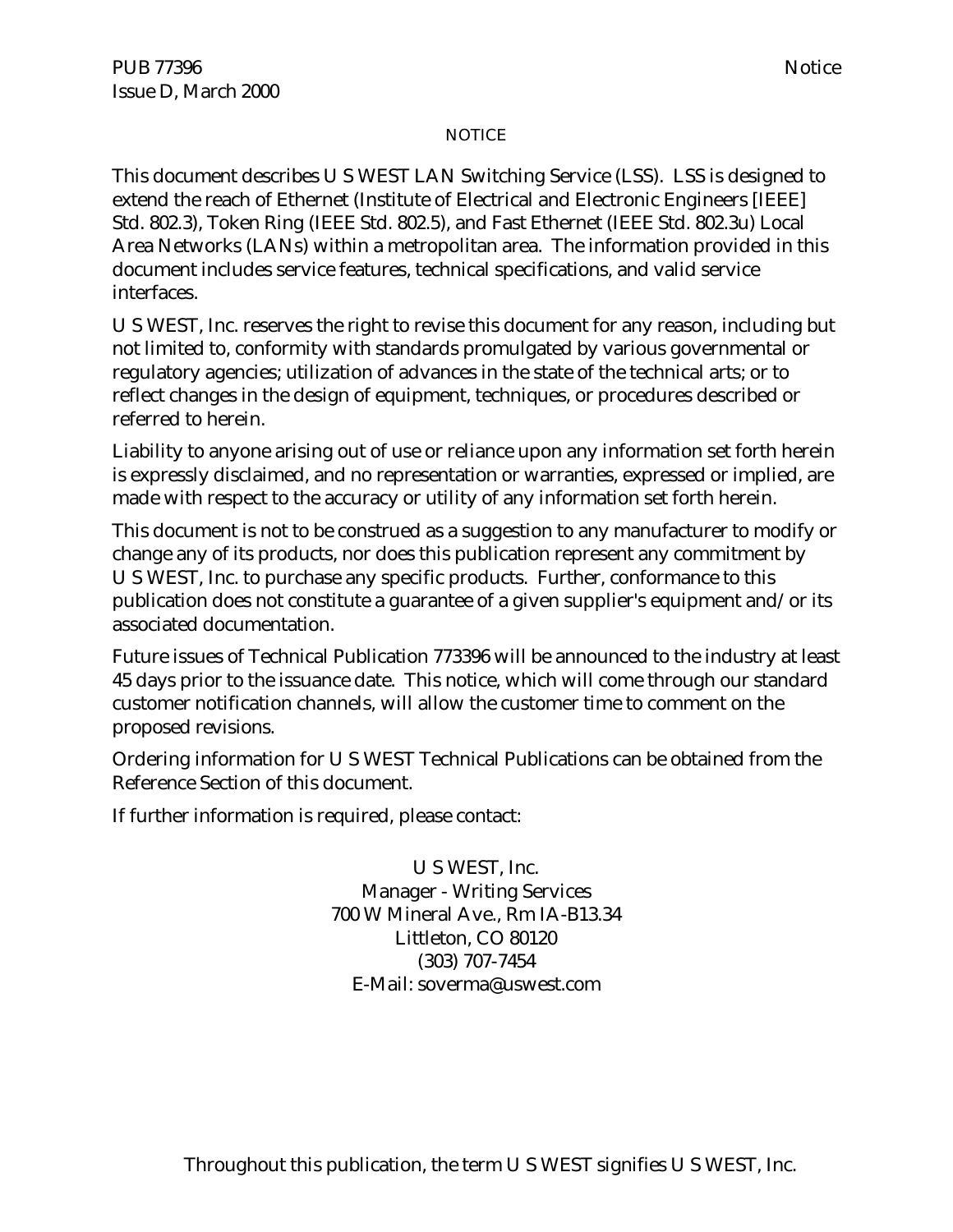# NOTICE

This document describes U S WEST LAN Switching Service (LSS). LSS is designed to extend the reach of Ethernet (Institute of Electrical and Electronic Engineers [IEEE] Std. 802.3), Token Ring (IEEE Std. 802.5), and Fast Ethernet (IEEE Std. 802.3u) Local Area Networks (LANs) within a metropolitan area. The information provided in this document includes service features, technical specifications, and valid service interfaces.

U S WEST, Inc. reserves the right to revise this document for any reason, including but not limited to, conformity with standards promulgated by various governmental or regulatory agencies; utilization of advances in the state of the technical arts; or to reflect changes in the design of equipment, techniques, or procedures described or referred to herein.

Liability to anyone arising out of use or reliance upon any information set forth herein is expressly disclaimed, and no representation or warranties, expressed or implied, are made with respect to the accuracy or utility of any information set forth herein.

This document is not to be construed as a suggestion to any manufacturer to modify or change any of its products, nor does this publication represent any commitment by U S WEST, Inc. to purchase any specific products. Further, conformance to this publication does not constitute a guarantee of a given supplier's equipment and/or its associated documentation.

Future issues of Technical Publication 773396 will be announced to the industry at least 45 days prior to the issuance date. This notice, which will come through our standard customer notification channels, will allow the customer time to comment on the proposed revisions.

Ordering information for U S WEST Technical Publications can be obtained from the Reference Section of this document.

If further information is required, please contact:

U S WEST, Inc.
Manager - Writing Services
700 W Mineral Ave., Rm IA-B13.34
Littleton, CO 80120
(303) 707-7454
E-Mail: soverma@uswest.com

Throughout this publication, the term U S WEST signifies U S WEST, Inc.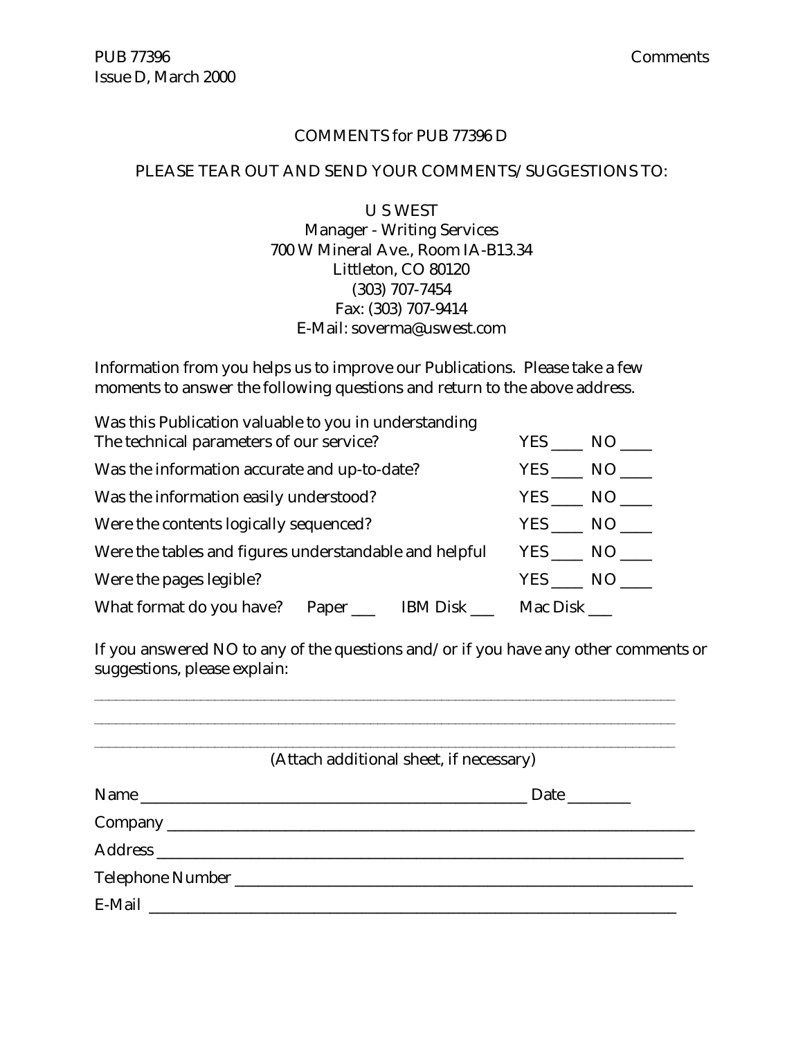COMMENTS for PUB 77396 D

PLEASE TEAR OUT AND SEND YOUR COMMENTS/SUGGESTIONS TO:

U S WEST
Manager - Writing Services
700 W Mineral Ave., Room IA-B13.34
Littleton, CO 80120
(303) 707-7454
Fax: (303) 707-9414
E-Mail: soverma@uswest.com

Information from you helps us to improve our Publications. Please take a few moments to answer the following questions and return to the above address.

| | | |
|---|---|---|
| Was this Publication valuable to you in understanding The technical parameters of our service? | YES ____ | NO ____ |
| Was the information accurate and up-to-date? | YES ____ | NO ____ |
| Was the information easily understood? | YES ____ | NO ____ |
| Were the contents logically sequenced? | YES ____ | NO ____ |
| Were the tables and figures understandable and helpful | YES ____ | NO ____ |
| Were the pages legible? | YES ____ | NO ____ |

What format do you have? Paper ___ IBM Disk ___ Mac Disk ___

If you answered NO to any of the questions and/or if you have any other comments or suggestions, please explain:

______________________________________________________________________________

______________________________________________________________________________

______________________________________________________________________________

(Attach additional sheet, if necessary)

Name ______________________________________________ Date ________

Company ______________________________________________________________

Address _______________________________________________________________

Telephone Number _______________________________________________________

E-Mail ________________________________________________________________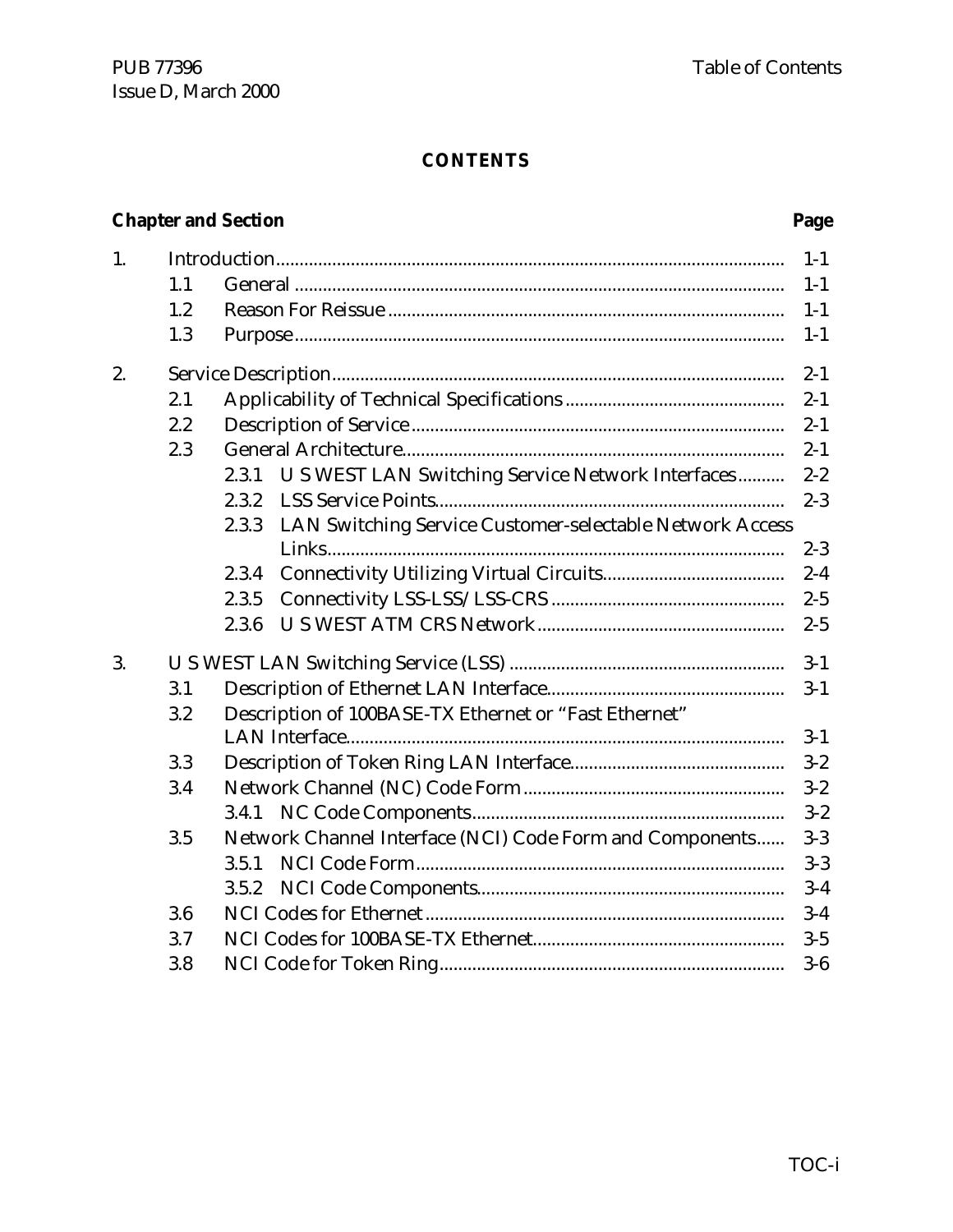# CONTENTS

| Chapter and Section | | | | Page |
|---|---|---|---|---|
| 1. | Introduction | | | 1-1 |
| | 1.1 | General | | 1-1 |
| | 1.2 | Reason For Reissue | | 1-1 |
| | 1.3 | Purpose | | 1-1 |
| 2. | Service Description | | | 2-1 |
| | 2.1 | Applicability of Technical Specifications | | 2-1 |
| | 2.2 | Description of Service | | 2-1 |
| | 2.3 | General Architecture | | 2-1 |
| | | 2.3.1 | U S WEST LAN Switching Service Network Interfaces | 2-2 |
| | | 2.3.2 | LSS Service Points | 2-3 |
| | | 2.3.3 | LAN Switching Service Customer-selectable Network Access Links | 2-3 |
| | | 2.3.4 | Connectivity Utilizing Virtual Circuits | 2-4 |
| | | 2.3.5 | Connectivity LSS-LSS/LSS-CRS | 2-5 |
| | | 2.3.6 | U S WEST ATM CRS Network | 2-5 |
| 3. | U S WEST LAN Switching Service (LSS) | | | 3-1 |
| | 3.1 | Description of Ethernet LAN Interface | | 3-1 |
| | 3.2 | Description of 100BASE-TX Ethernet or “Fast Ethernet” LAN Interface | | 3-1 |
| | 3.3 | Description of Token Ring LAN Interface | | 3-2 |
| | 3.4 | Network Channel (NC) Code Form | | 3-2 |
| | | 3.4.1 | NC Code Components | 3-2 |
| | 3.5 | Network Channel Interface (NCI) Code Form and Components | | 3-3 |
| | | 3.5.1 | NCI Code Form | 3-3 |
| | | 3.5.2 | NCI Code Components | 3-4 |
| | 3.6 | NCI Codes for Ethernet | | 3-4 |
| | 3.7 | NCI Codes for 100BASE-TX Ethernet | | 3-5 |
| | 3.8 | NCI Code for Token Ring | | 3-6 |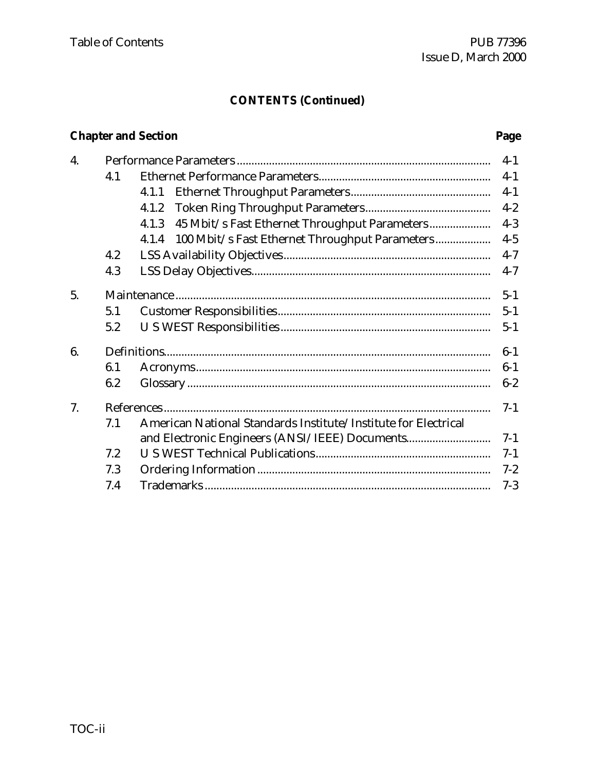## CONTENTS (Continued)

| Chapter and Section | | | Page |
|---|---|---|---|
| 4. | Performance Parameters | | 4-1 |
| | 4.1 | Ethernet Performance Parameters | 4-1 |
| | | 4.1.1 Ethernet Throughput Parameters | 4-1 |
| | | 4.1.2 Token Ring Throughput Parameters | 4-2 |
| | | 4.1.3 45 Mbit/s Fast Ethernet Throughput Parameters | 4-3 |
| | | 4.1.4 100 Mbit/s Fast Ethernet Throughput Parameters | 4-5 |
| | 4.2 | LSS Availability Objectives | 4-7 |
| | 4.3 | LSS Delay Objectives | 4-7 |
| 5. | Maintenance | | 5-1 |
| | 5.1 | Customer Responsibilities | 5-1 |
| | 5.2 | U S WEST Responsibilities | 5-1 |
| 6. | Definitions | | 6-1 |
| | 6.1 | Acronyms | 6-1 |
| | 6.2 | Glossary | 6-2 |
| 7. | References | | 7-1 |
| | 7.1 | American National Standards Institute/Institute for Electrical and Electronic Engineers (ANSI/IEEE) Documents | 7-1 |
| | 7.2 | U S WEST Technical Publications | 7-1 |
| | 7.3 | Ordering Information | 7-2 |
| | 7.4 | Trademarks | 7-3 |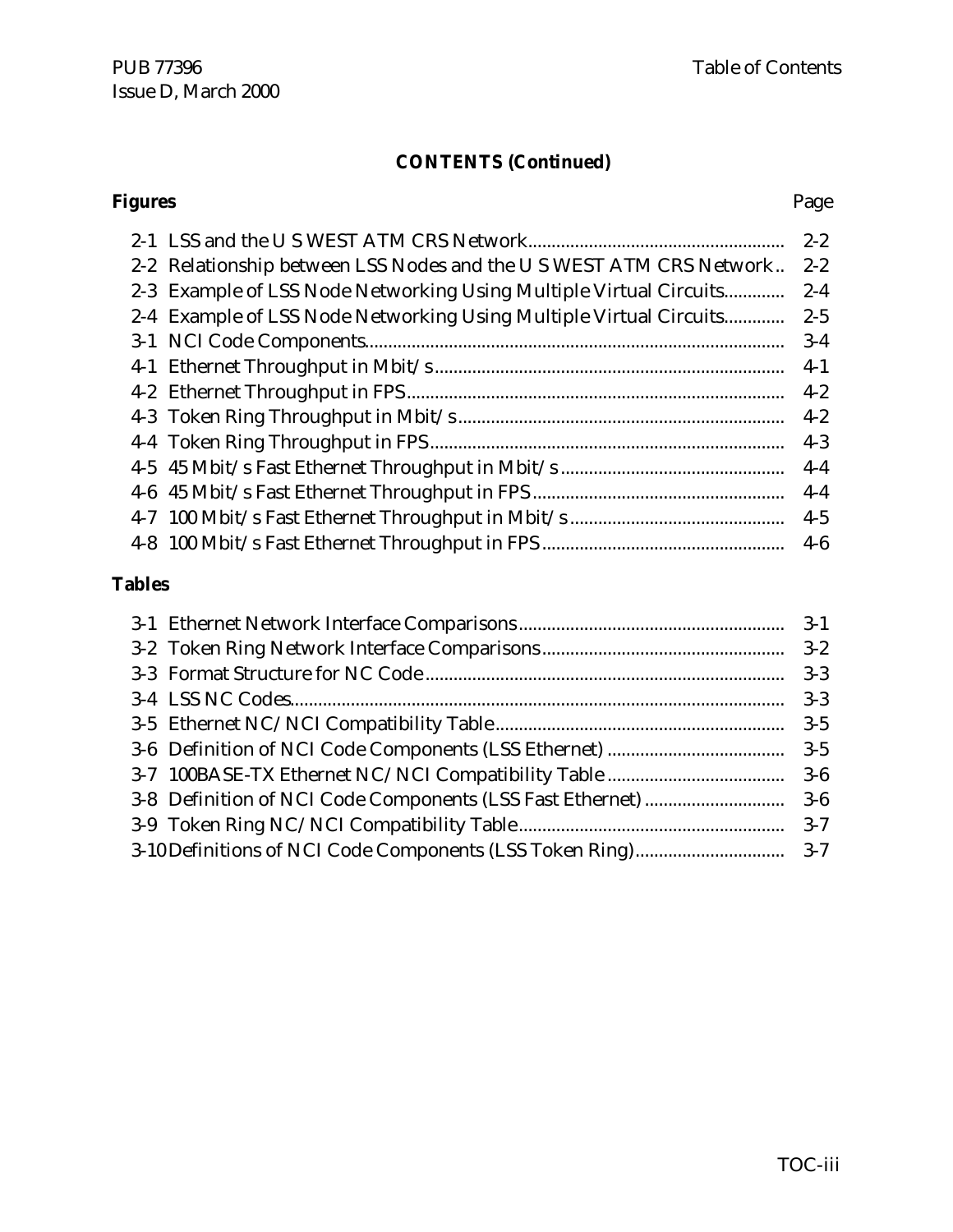## CONTENTS (Continued)

**Figures** Page

| | | |
|---|---|---|
| 2-1 | LSS and the U S WEST ATM CRS Network | 2-2 |
| 2-2 | Relationship between LSS Nodes and the U S WEST ATM CRS Network | 2-2 |
| 2-3 | Example of LSS Node Networking Using Multiple Virtual Circuits | 2-4 |
| 2-4 | Example of LSS Node Networking Using Multiple Virtual Circuits | 2-5 |
| 3-1 | NCI Code Components | 3-4 |
| 4-1 | Ethernet Throughput in Mbit/s | 4-1 |
| 4-2 | Ethernet Throughput in FPS | 4-2 |
| 4-3 | Token Ring Throughput in Mbit/s | 4-2 |
| 4-4 | Token Ring Throughput in FPS | 4-3 |
| 4-5 | 45 Mbit/s Fast Ethernet Throughput in Mbit/s | 4-4 |
| 4-6 | 45 Mbit/s Fast Ethernet Throughput in FPS | 4-4 |
| 4-7 | 100 Mbit/s Fast Ethernet Throughput in Mbit/s | 4-5 |
| 4-8 | 100 Mbit/s Fast Ethernet Throughput in FPS | 4-6 |

**Tables**

| | | |
|---|---|---|
| 3-1 | Ethernet Network Interface Comparisons | 3-1 |
| 3-2 | Token Ring Network Interface Comparisons | 3-2 |
| 3-3 | Format Structure for NC Code | 3-3 |
| 3-4 | LSS NC Codes | 3-3 |
| 3-5 | Ethernet NC/NCI Compatibility Table | 3-5 |
| 3-6 | Definition of NCI Code Components (LSS Ethernet) | 3-5 |
| 3-7 | 100BASE-TX Ethernet NC/NCI Compatibility Table | 3-6 |
| 3-8 | Definition of NCI Code Components (LSS Fast Ethernet) | 3-6 |
| 3-9 | Token Ring NC/NCI Compatibility Table | 3-7 |
| 3-10 | Definitions of NCI Code Components (LSS Token Ring) | 3-7 |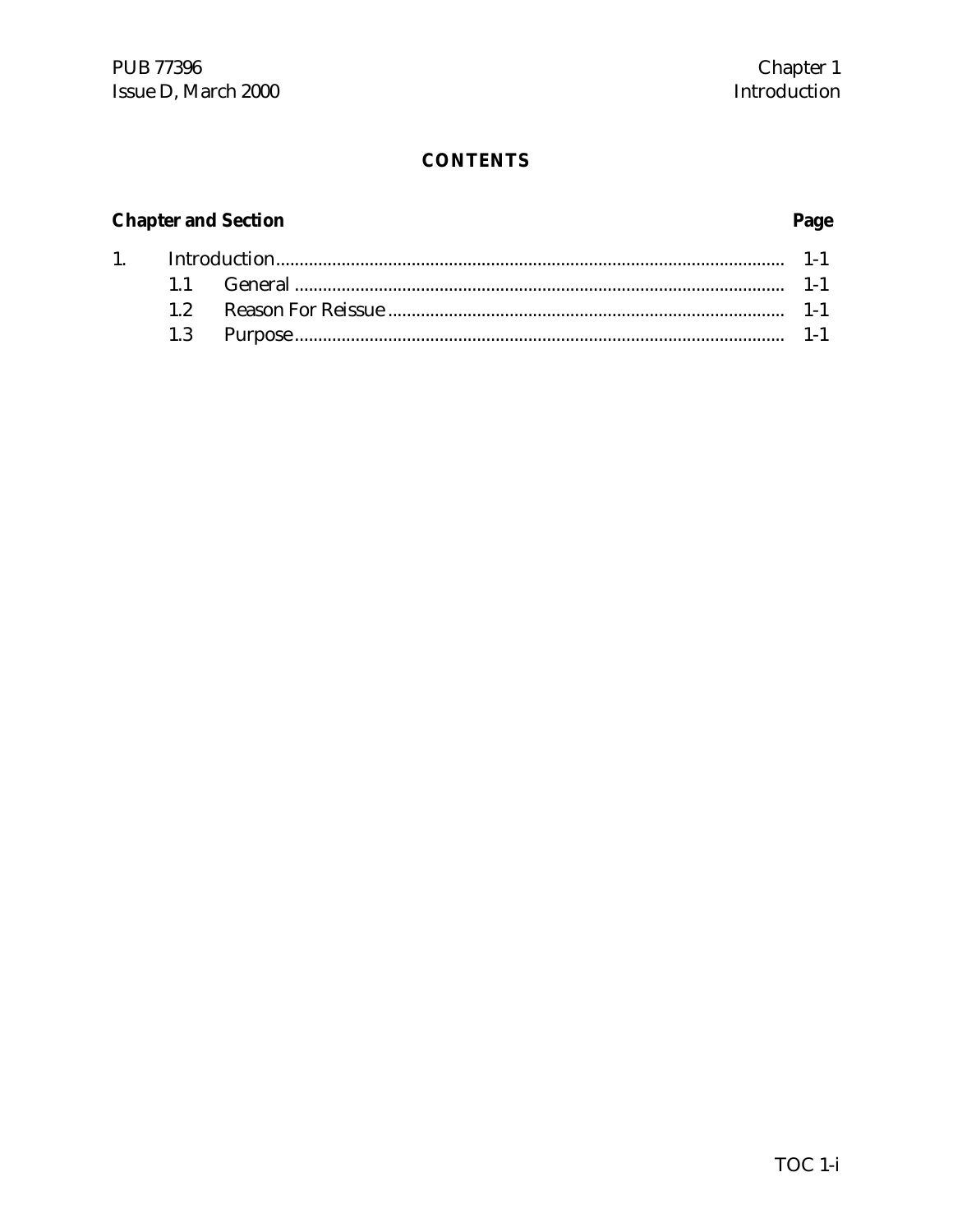## CONTENTS

| Chapter and Section | | Page |
|---|---|---|
| 1. | Introduction | 1-1 |
| | 1.1 General | 1-1 |
| | 1.2 Reason For Reissue | 1-1 |
| | 1.3 Purpose | 1-1 |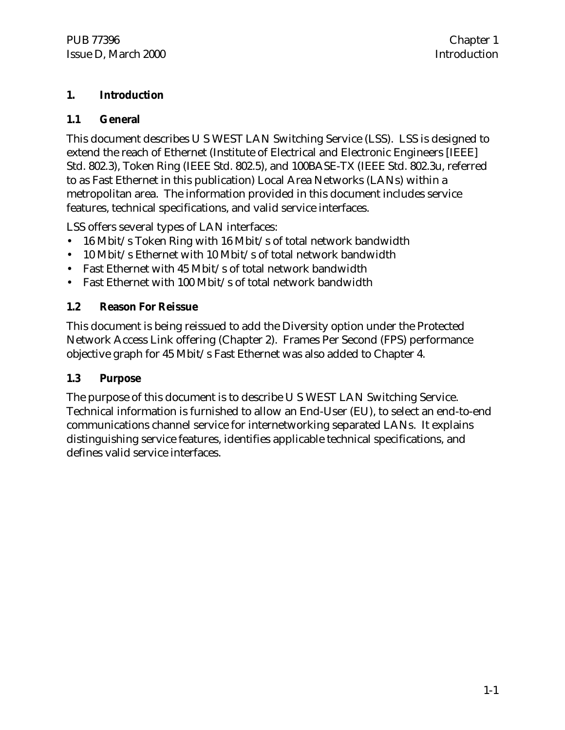# 1. Introduction

## 1.1 General

This document describes U S WEST LAN Switching Service (LSS). LSS is designed to extend the reach of Ethernet (Institute of Electrical and Electronic Engineers [IEEE] Std. 802.3), Token Ring (IEEE Std. 802.5), and 100BASE-TX (IEEE Std. 802.3u, referred to as Fast Ethernet in this publication) Local Area Networks (LANs) within a metropolitan area. The information provided in this document includes service features, technical specifications, and valid service interfaces.

LSS offers several types of LAN interfaces:

- 16 Mbit/s Token Ring with 16 Mbit/s of total network bandwidth
- 10 Mbit/s Ethernet with 10 Mbit/s of total network bandwidth
- Fast Ethernet with 45 Mbit/s of total network bandwidth
- Fast Ethernet with 100 Mbit/s of total network bandwidth

## 1.2 Reason For Reissue

This document is being reissued to add the Diversity option under the Protected Network Access Link offering (Chapter 2). Frames Per Second (FPS) performance objective graph for 45 Mbit/s Fast Ethernet was also added to Chapter 4.

## 1.3 Purpose

The purpose of this document is to describe U S WEST LAN Switching Service. Technical information is furnished to allow an End-User (EU), to select an end-to-end communications channel service for internetworking separated LANs. It explains distinguishing service features, identifies applicable technical specifications, and defines valid service interfaces.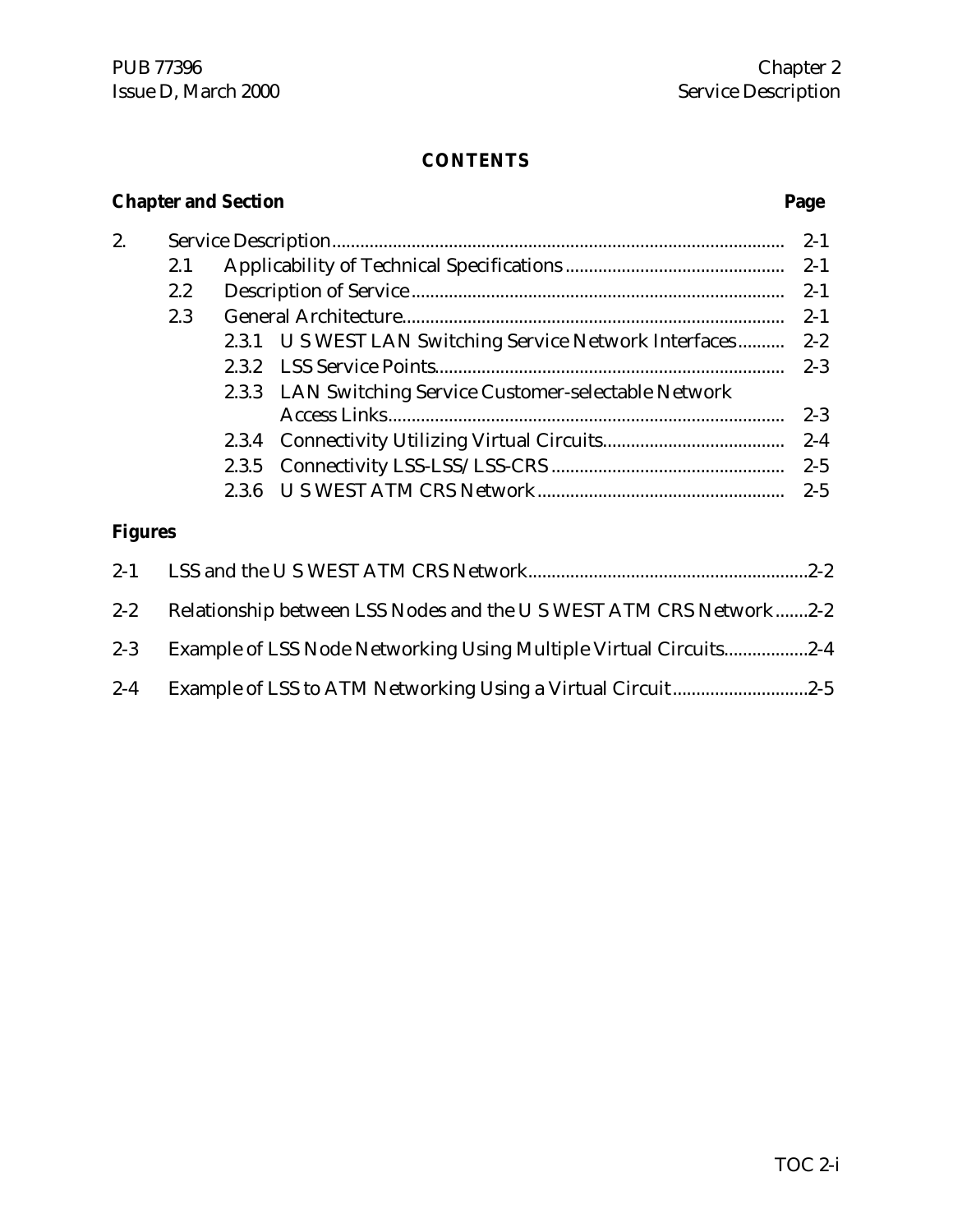# CONTENTS

| Chapter and Section | | | | Page |
|---|---|---|---|---|
| 2. | Service Description | | | 2-1 |
| | 2.1 | Applicability of Technical Specifications | | 2-1 |
| | 2.2 | Description of Service | | 2-1 |
| | 2.3 | General Architecture | | 2-1 |
| | | 2.3.1 | U S WEST LAN Switching Service Network Interfaces | 2-2 |
| | | 2.3.2 | LSS Service Points | 2-3 |
| | | 2.3.3 | LAN Switching Service Customer-selectable Network Access Links | 2-3 |
| | | 2.3.4 | Connectivity Utilizing Virtual Circuits | 2-4 |
| | | 2.3.5 | Connectivity LSS-LSS/LSS-CRS | 2-5 |
| | | 2.3.6 | U S WEST ATM CRS Network | 2-5 |

**Figures**

| | | |
|---|---|---|
| 2-1 | LSS and the U S WEST ATM CRS Network | 2-2 |
| 2-2 | Relationship between LSS Nodes and the U S WEST ATM CRS Network | 2-2 |
| 2-3 | Example of LSS Node Networking Using Multiple Virtual Circuits | 2-4 |
| 2-4 | Example of LSS to ATM Networking Using a Virtual Circuit | 2-5 |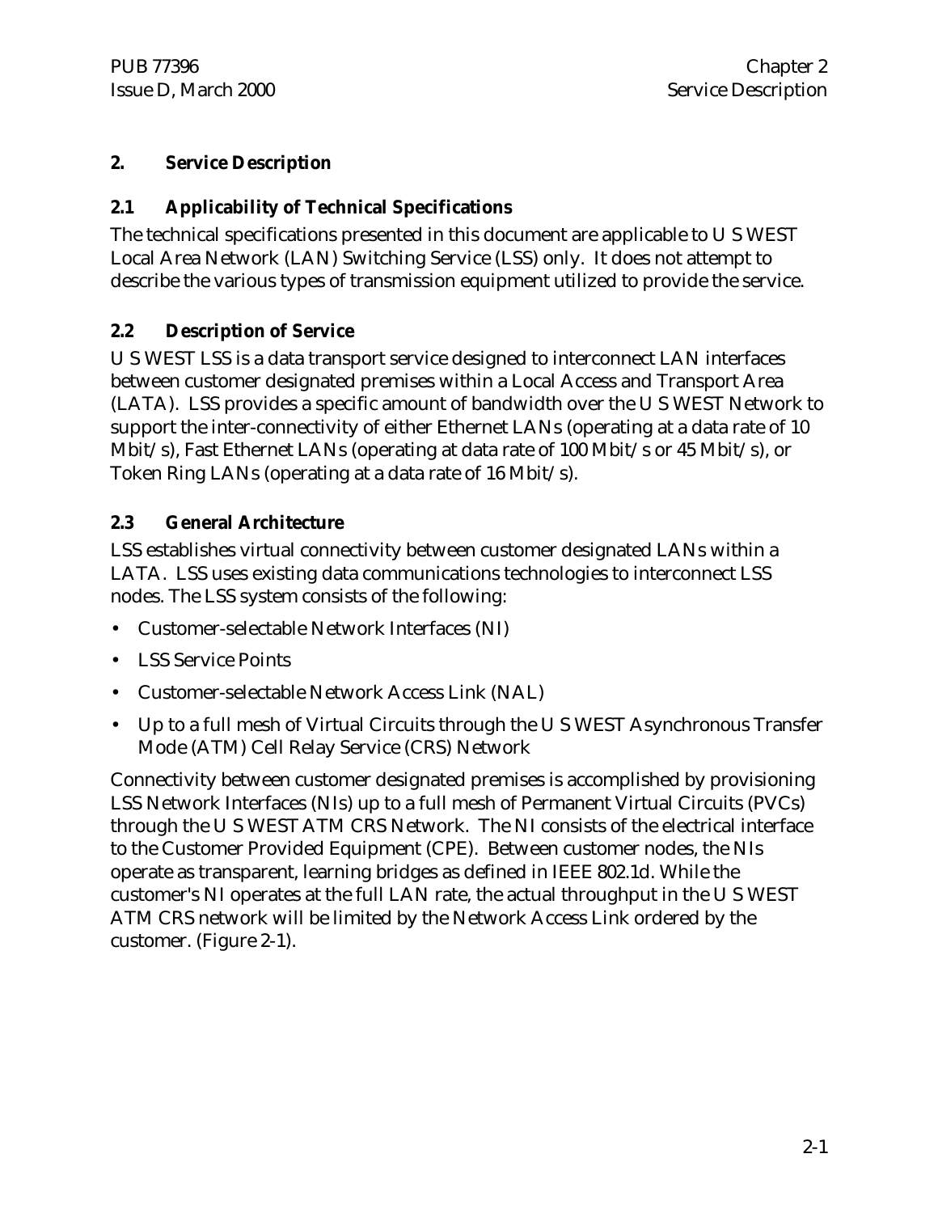# 2. Service Description

## 2.1 Applicability of Technical Specifications

The technical specifications presented in this document are applicable to U S WEST Local Area Network (LAN) Switching Service (LSS) only. It does not attempt to describe the various types of transmission equipment utilized to provide the service.

## 2.2 Description of Service

U S WEST LSS is a data transport service designed to interconnect LAN interfaces between customer designated premises within a Local Access and Transport Area (LATA). LSS provides a specific amount of bandwidth over the U S WEST Network to support the inter-connectivity of either Ethernet LANs (operating at a data rate of 10 Mbit/s), Fast Ethernet LANs (operating at data rate of 100 Mbit/s or 45 Mbit/s), or Token Ring LANs (operating at a data rate of 16 Mbit/s).

## 2.3 General Architecture

LSS establishes virtual connectivity between customer designated LANs within a LATA. LSS uses existing data communications technologies to interconnect LSS nodes. The LSS system consists of the following:

- Customer-selectable Network Interfaces (NI)
- LSS Service Points
- Customer-selectable Network Access Link (NAL)
- Up to a full mesh of Virtual Circuits through the U S WEST Asynchronous Transfer Mode (ATM) Cell Relay Service (CRS) Network

Connectivity between customer designated premises is accomplished by provisioning LSS Network Interfaces (NIs) up to a full mesh of Permanent Virtual Circuits (PVCs) through the U S WEST ATM CRS Network. The NI consists of the electrical interface to the Customer Provided Equipment (CPE). Between customer nodes, the NIs operate as transparent, learning bridges as defined in IEEE 802.1d. While the customer's NI operates at the full LAN rate, the actual throughput in the U S WEST ATM CRS network will be limited by the Network Access Link ordered by the customer. (Figure 2-1).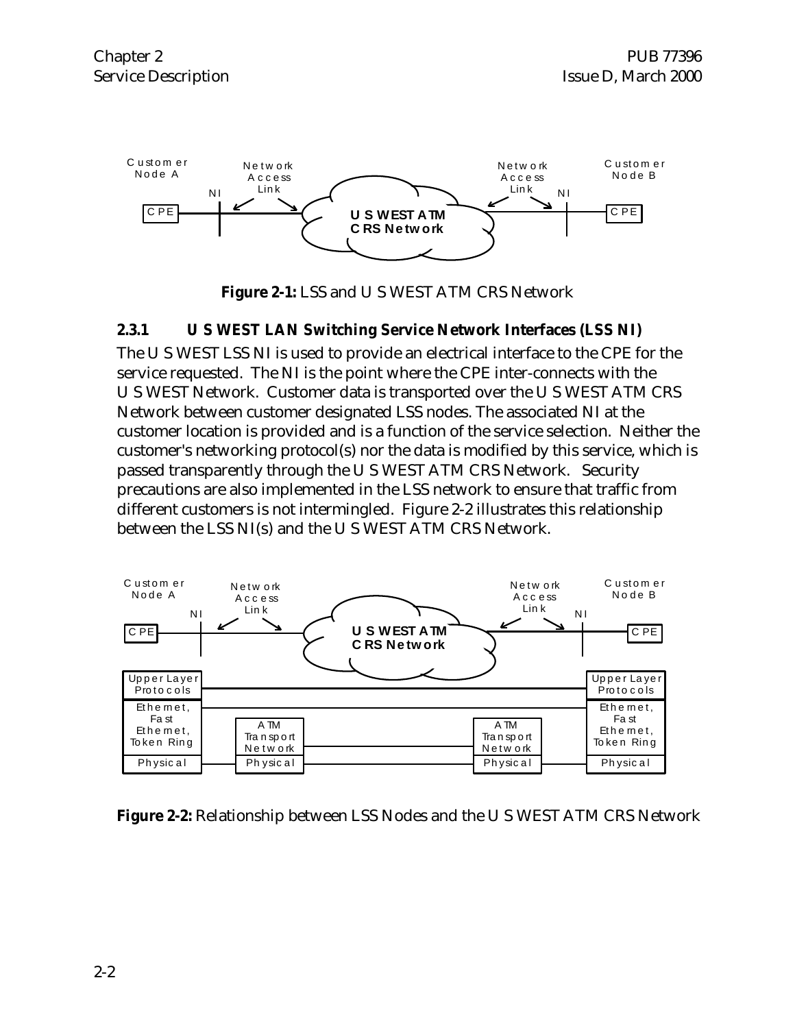**Figure 2-1:** LSS and U S WEST ATM CRS Network

### 2.3.1 U S WEST LAN Switching Service Network Interfaces (LSS NI)

The U S WEST LSS NI is used to provide an electrical interface to the CPE for the service requested. The NI is the point where the CPE inter-connects with the U S WEST Network. Customer data is transported over the U S WEST ATM CRS Network between customer designated LSS nodes. The associated NI at the customer location is provided and is a function of the service selection. Neither the customer's networking protocol(s) nor the data is modified by this service, which is passed transparently through the U S WEST ATM CRS Network. Security precautions are also implemented in the LSS network to ensure that traffic from different customers is not intermingled. Figure 2-2 illustrates this relationship between the LSS NI(s) and the U S WEST ATM CRS Network.

**Figure 2-2:** Relationship between LSS Nodes and the U S WEST ATM CRS Network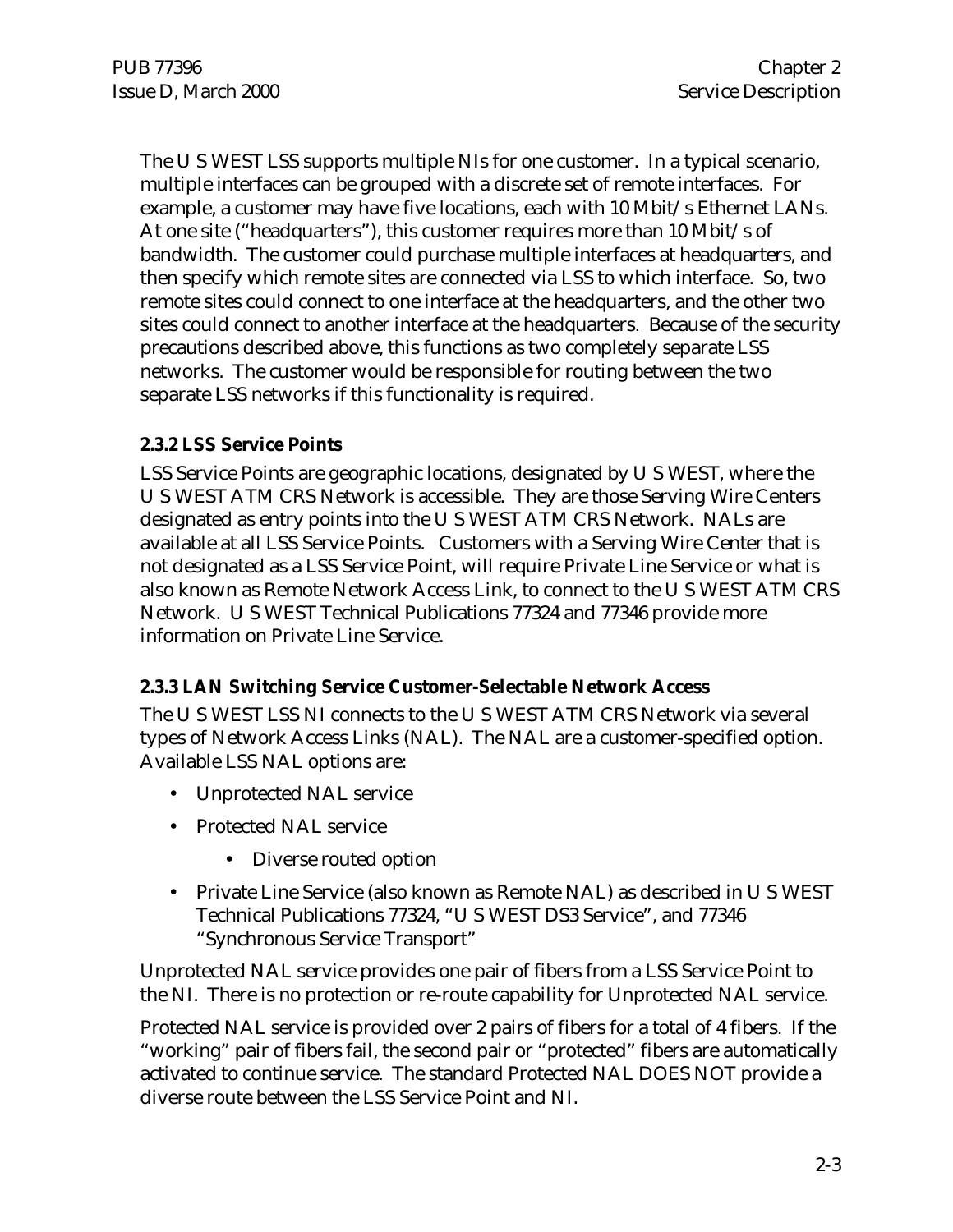The U S WEST LSS supports multiple NIs for one customer. In a typical scenario, multiple interfaces can be grouped with a discrete set of remote interfaces. For example, a customer may have five locations, each with 10 Mbit/s Ethernet LANs. At one site ("headquarters"), this customer requires more than 10 Mbit/s of bandwidth. The customer could purchase multiple interfaces at headquarters, and then specify which remote sites are connected via LSS to which interface. So, two remote sites could connect to one interface at the headquarters, and the other two sites could connect to another interface at the headquarters. Because of the security precautions described above, this functions as two completely separate LSS networks. The customer would be responsible for routing between the two separate LSS networks if this functionality is required.

### 2.3.2 LSS Service Points

LSS Service Points are geographic locations, designated by U S WEST, where the U S WEST ATM CRS Network is accessible. They are those Serving Wire Centers designated as entry points into the U S WEST ATM CRS Network. NALs are available at all LSS Service Points. Customers with a Serving Wire Center that is not designated as a LSS Service Point, will require Private Line Service or what is also known as Remote Network Access Link, to connect to the U S WEST ATM CRS Network. U S WEST Technical Publications 77324 and 77346 provide more information on Private Line Service.

### 2.3.3 LAN Switching Service Customer-Selectable Network Access

The U S WEST LSS NI connects to the U S WEST ATM CRS Network via several types of Network Access Links (NAL). The NAL are a customer-specified option. Available LSS NAL options are:

- Unprotected NAL service
- Protected NAL service
  - Diverse routed option
- Private Line Service (also known as Remote NAL) as described in U S WEST Technical Publications 77324, "U S WEST DS3 Service", and 77346 "Synchronous Service Transport"

Unprotected NAL service provides one pair of fibers from a LSS Service Point to the NI. There is no protection or re-route capability for Unprotected NAL service.

Protected NAL service is provided over 2 pairs of fibers for a total of 4 fibers. If the "working" pair of fibers fail, the second pair or "protected" fibers are automatically activated to continue service. The standard Protected NAL DOES NOT provide a diverse route between the LSS Service Point and NI.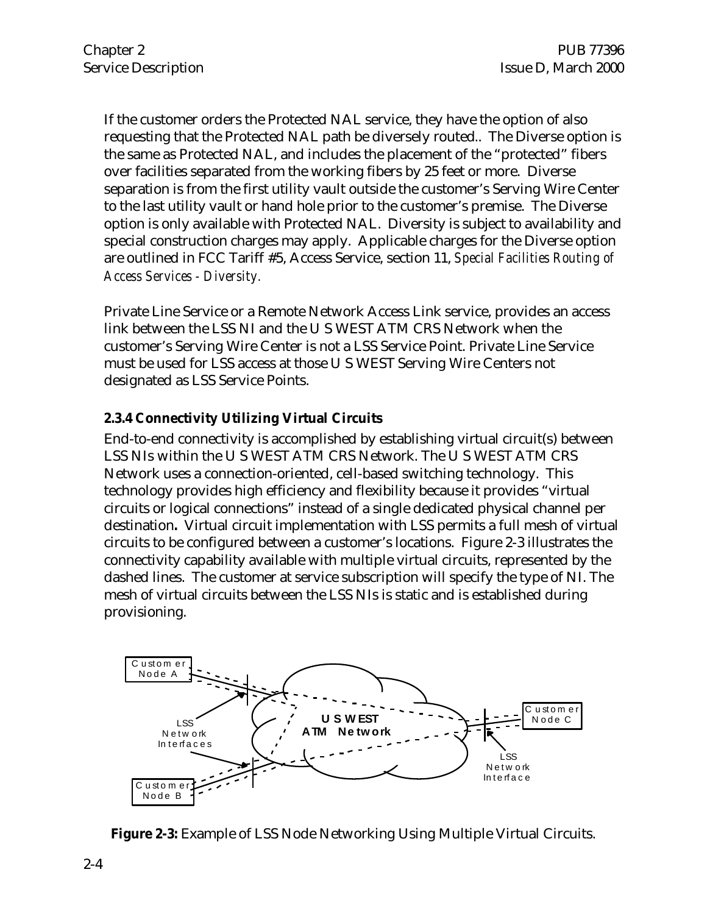If the customer orders the Protected NAL service, they have the option of also requesting that the Protected NAL path be diversely routed.. The Diverse option is the same as Protected NAL, and includes the placement of the "protected" fibers over facilities separated from the working fibers by 25 feet or more. Diverse separation is from the first utility vault outside the customer's Serving Wire Center to the last utility vault or hand hole prior to the customer's premise. The Diverse option is only available with Protected NAL. Diversity is subject to availability and special construction charges may apply. Applicable charges for the Diverse option are outlined in FCC Tariff #5, Access Service, section 11, *Special Facilities Routing of Access Services - Diversity.*

Private Line Service or a Remote Network Access Link service, provides an access link between the LSS NI and the U S WEST ATM CRS Network when the customer's Serving Wire Center is not a LSS Service Point. Private Line Service must be used for LSS access at those U S WEST Serving Wire Centers not designated as LSS Service Points.

### 2.3.4 Connectivity Utilizing Virtual Circuits

End-to-end connectivity is accomplished by establishing virtual circuit(s) between LSS NIs within the U S WEST ATM CRS Network. The U S WEST ATM CRS Network uses a connection-oriented, cell-based switching technology. This technology provides high efficiency and flexibility because it provides "virtual circuits or logical connections" instead of a single dedicated physical channel per destination**.** Virtual circuit implementation with LSS permits a full mesh of virtual circuits to be configured between a customer's locations. Figure 2-3 illustrates the connectivity capability available with multiple virtual circuits, represented by the dashed lines. The customer at service subscription will specify the type of NI. The mesh of virtual circuits between the LSS NIs is static and is established during provisioning.

**Figure 2-3:** Example of LSS Node Networking Using Multiple Virtual Circuits.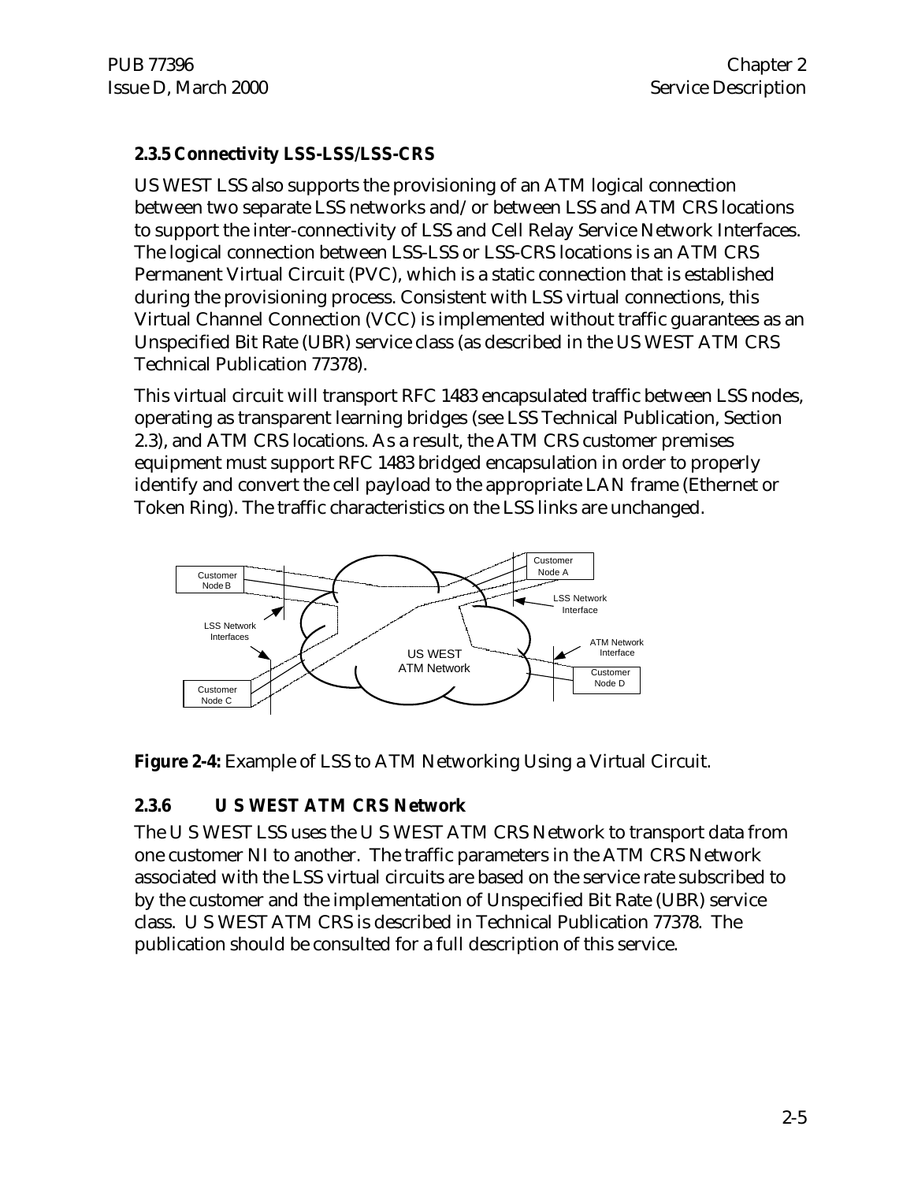### 2.3.5 Connectivity LSS-LSS/LSS-CRS

US WEST LSS also supports the provisioning of an ATM logical connection between two separate LSS networks and/or between LSS and ATM CRS locations to support the inter-connectivity of LSS and Cell Relay Service Network Interfaces. The logical connection between LSS-LSS or LSS-CRS locations is an ATM CRS Permanent Virtual Circuit (PVC), which is a static connection that is established during the provisioning process. Consistent with LSS virtual connections, this Virtual Channel Connection (VCC) is implemented without traffic guarantees as an Unspecified Bit Rate (UBR) service class (as described in the US WEST ATM CRS Technical Publication 77378).

This virtual circuit will transport RFC 1483 encapsulated traffic between LSS nodes, operating as transparent learning bridges (see LSS Technical Publication, Section 2.3), and ATM CRS locations. As a result, the ATM CRS customer premises equipment must support RFC 1483 bridged encapsulation in order to properly identify and convert the cell payload to the appropriate LAN frame (Ethernet or Token Ring). The traffic characteristics on the LSS links are unchanged.

**Figure 2-4:** Example of LSS to ATM Networking Using a Virtual Circuit.

### 2.3.6 U S WEST ATM CRS Network

The U S WEST LSS uses the U S WEST ATM CRS Network to transport data from one customer NI to another. The traffic parameters in the ATM CRS Network associated with the LSS virtual circuits are based on the service rate subscribed to by the customer and the implementation of Unspecified Bit Rate (UBR) service class. U S WEST ATM CRS is described in Technical Publication 77378. The publication should be consulted for a full description of this service.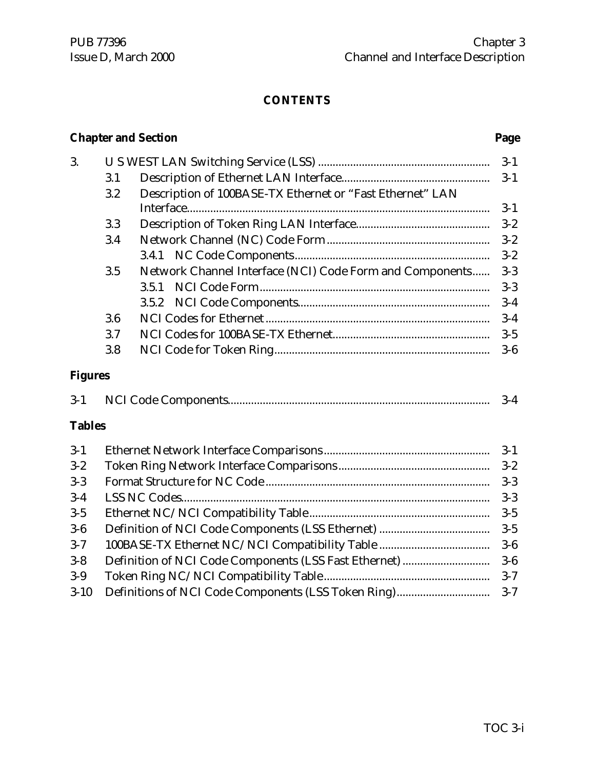# CONTENTS

| Chapter and Section | | | Page |
|---|---|---|---|
| 3. | U S WEST LAN Switching Service (LSS) | | 3-1 |
| | 3.1 | Description of Ethernet LAN Interface | 3-1 |
| | 3.2 | Description of 100BASE-TX Ethernet or "Fast Ethernet" LAN Interface | 3-1 |
| | 3.3 | Description of Token Ring LAN Interface | 3-2 |
| | 3.4 | Network Channel (NC) Code Form | 3-2 |
| | | 3.4.1 NC Code Components | 3-2 |
| | 3.5 | Network Channel Interface (NCI) Code Form and Components | 3-3 |
| | | 3.5.1 NCI Code Form | 3-3 |
| | | 3.5.2 NCI Code Components | 3-4 |
| | 3.6 | NCI Codes for Ethernet | 3-4 |
| | 3.7 | NCI Codes for 100BASE-TX Ethernet | 3-5 |
| | 3.8 | NCI Code for Token Ring | 3-6 |

**Figures**

| | | |
|---|---|---|
| 3-1 | NCI Code Components | 3-4 |

**Tables**

| | | |
|---|---|---|
| 3-1 | Ethernet Network Interface Comparisons | 3-1 |
| 3-2 | Token Ring Network Interface Comparisons | 3-2 |
| 3-3 | Format Structure for NC Code | 3-3 |
| 3-4 | LSS NC Codes | 3-3 |
| 3-5 | Ethernet NC/NCI Compatibility Table | 3-5 |
| 3-6 | Definition of NCI Code Components (LSS Ethernet) | 3-5 |
| 3-7 | 100BASE-TX Ethernet NC/NCI Compatibility Table | 3-6 |
| 3-8 | Definition of NCI Code Components (LSS Fast Ethernet) | 3-6 |
| 3-9 | Token Ring NC/NCI Compatibility Table | 3-7 |
| 3-10 | Definitions of NCI Code Components (LSS Token Ring) | 3-7 |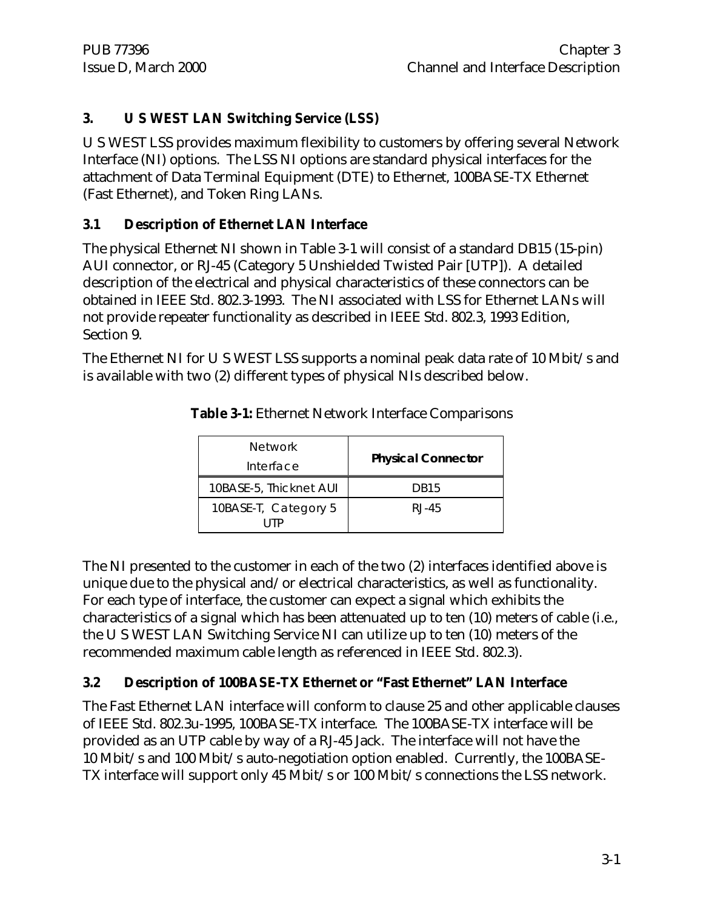## 3. U S WEST LAN Switching Service (LSS)

U S WEST LSS provides maximum flexibility to customers by offering several Network Interface (NI) options. The LSS NI options are standard physical interfaces for the attachment of Data Terminal Equipment (DTE) to Ethernet, 100BASE-TX Ethernet (Fast Ethernet), and Token Ring LANs.

### 3.1 Description of Ethernet LAN Interface

The physical Ethernet NI shown in Table 3-1 will consist of a standard DB15 (15-pin) AUI connector, or RJ-45 (Category 5 Unshielded Twisted Pair [UTP]). A detailed description of the electrical and physical characteristics of these connectors can be obtained in IEEE Std. 802.3-1993. The NI associated with LSS for Ethernet LANs will not provide repeater functionality as described in IEEE Std. 802.3, 1993 Edition, Section 9.

The Ethernet NI for U S WEST LSS supports a nominal peak data rate of 10 Mbit/s and is available with two (2) different types of physical NIs described below.

**Table 3-1:** Ethernet Network Interface Comparisons

| Network Interface | **Physical Connector** |
|---|---|
| 10BASE-5, Thicknet AUI | DB15 |
| 10BASE-T, Category 5 UTP | RJ-45 |

The NI presented to the customer in each of the two (2) interfaces identified above is unique due to the physical and/or electrical characteristics, as well as functionality. For each type of interface, the customer can expect a signal which exhibits the characteristics of a signal which has been attenuated up to ten (10) meters of cable (i.e., the U S WEST LAN Switching Service NI can utilize up to ten (10) meters of the recommended maximum cable length as referenced in IEEE Std. 802.3).

### 3.2 Description of 100BASE-TX Ethernet or "Fast Ethernet" LAN Interface

The Fast Ethernet LAN interface will conform to clause 25 and other applicable clauses of IEEE Std. 802.3u-1995, 100BASE-TX interface. The 100BASE-TX interface will be provided as an UTP cable by way of a RJ-45 Jack. The interface will not have the 10 Mbit/s and 100 Mbit/s auto-negotiation option enabled. Currently, the 100BASE-TX interface will support only 45 Mbit/s or 100 Mbit/s connections the LSS network.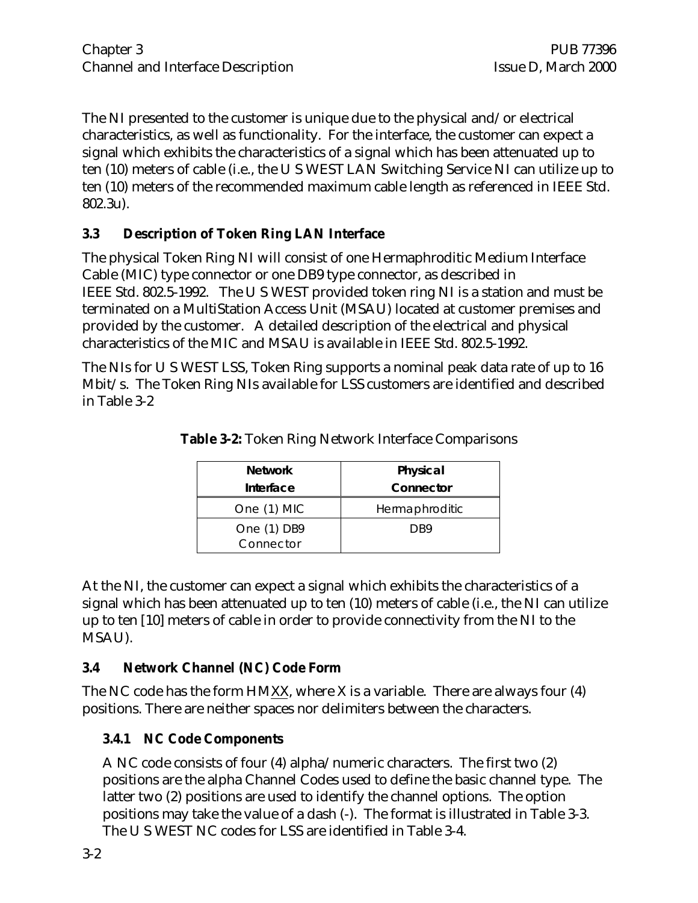The NI presented to the customer is unique due to the physical and/or electrical characteristics, as well as functionality. For the interface, the customer can expect a signal which exhibits the characteristics of a signal which has been attenuated up to ten (10) meters of cable (i.e., the U S WEST LAN Switching Service NI can utilize up to ten (10) meters of the recommended maximum cable length as referenced in IEEE Std. 802.3u).

## 3.3 Description of Token Ring LAN Interface

The physical Token Ring NI will consist of one Hermaphroditic Medium Interface Cable (MIC) type connector or one DB9 type connector, as described in IEEE Std. 802.5-1992. The U S WEST provided token ring NI is a station and must be terminated on a MultiStation Access Unit (MSAU) located at customer premises and provided by the customer. A detailed description of the electrical and physical characteristics of the MIC and MSAU is available in IEEE Std. 802.5-1992.

The NIs for U S WEST LSS, Token Ring supports a nominal peak data rate of up to 16 Mbit/s. The Token Ring NIs available for LSS customers are identified and described in Table 3-2

**Table 3-2:** Token Ring Network Interface Comparisons

| Network Interface | Physical Connector |
|---|---|
| One (1) MIC | Hermaphroditic |
| One (1) DB9 Connector | DB9 |

At the NI, the customer can expect a signal which exhibits the characteristics of a signal which has been attenuated up to ten (10) meters of cable (i.e., the NI can utilize up to ten [10] meters of cable in order to provide connectivity from the NI to the MSAU).

## 3.4 Network Channel (NC) Code Form

The NC code has the form HM<u>XX</u>, where X is a variable. There are always four (4) positions. There are neither spaces nor delimiters between the characters.

### 3.4.1 NC Code Components

A NC code consists of four (4) alpha/numeric characters. The first two (2) positions are the alpha Channel Codes used to define the basic channel type. The latter two (2) positions are used to identify the channel options. The option positions may take the value of a dash (-). The format is illustrated in Table 3-3. The U S WEST NC codes for LSS are identified in Table 3-4.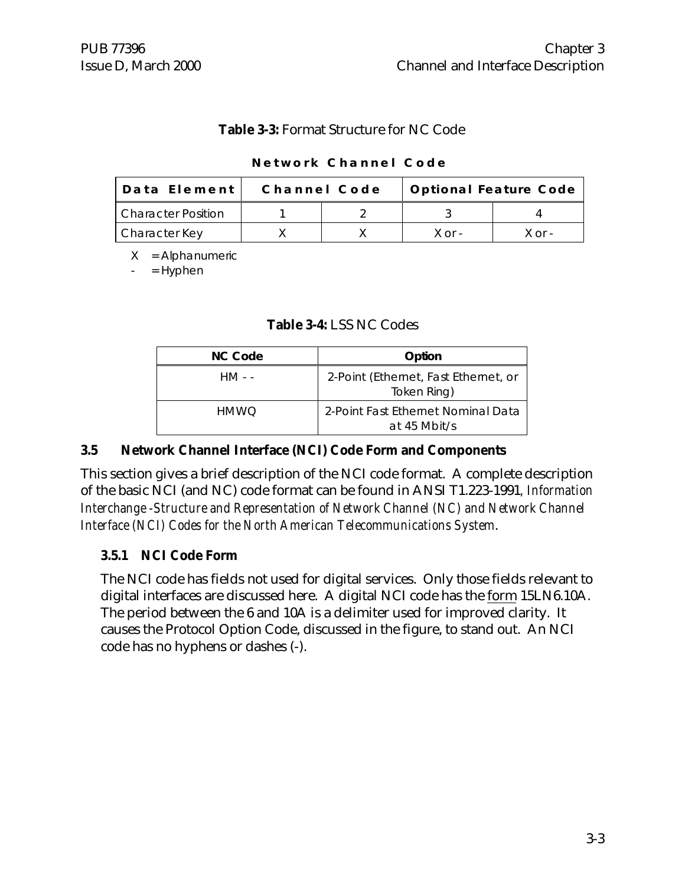**Table 3-3:** Format Structure for NC Code

**Network Channel Code**

| Data Element | Channel Code | | Optional Feature Code | |
|---|---|---|---|---|
| Character Position | 1 | 2 | 3 | 4 |
| Character Key | X | X | X or - | X or - |

X = Alphanumeric
- = Hyphen

**Table 3-4:** LSS NC Codes

| NC Code | Option |
|---|---|
| HM - - | 2-Point (Ethernet, Fast Ethernet, or Token Ring) |
| HMWQ | 2-Point Fast Ethernet Nominal Data at 45 Mbit/s |

### 3.5 Network Channel Interface (NCI) Code Form and Components

This section gives a brief description of the NCI code format. A complete description of the basic NCI (and NC) code format can be found in ANSI T1.223-1991, *Information Interchange -Structure and Representation of Network Channel (NC) and Network Channel Interface (NCI) Codes for the North American Telecommunications System*.

#### 3.5.1 NCI Code Form

The NCI code has fields not used for digital services. Only those fields relevant to digital interfaces are discussed here. A digital NCI code has the form 15LN6.10A. The period between the 6 and 10A is a delimiter used for improved clarity. It causes the Protocol Option Code, discussed in the figure, to stand out. An NCI code has no hyphens or dashes (-).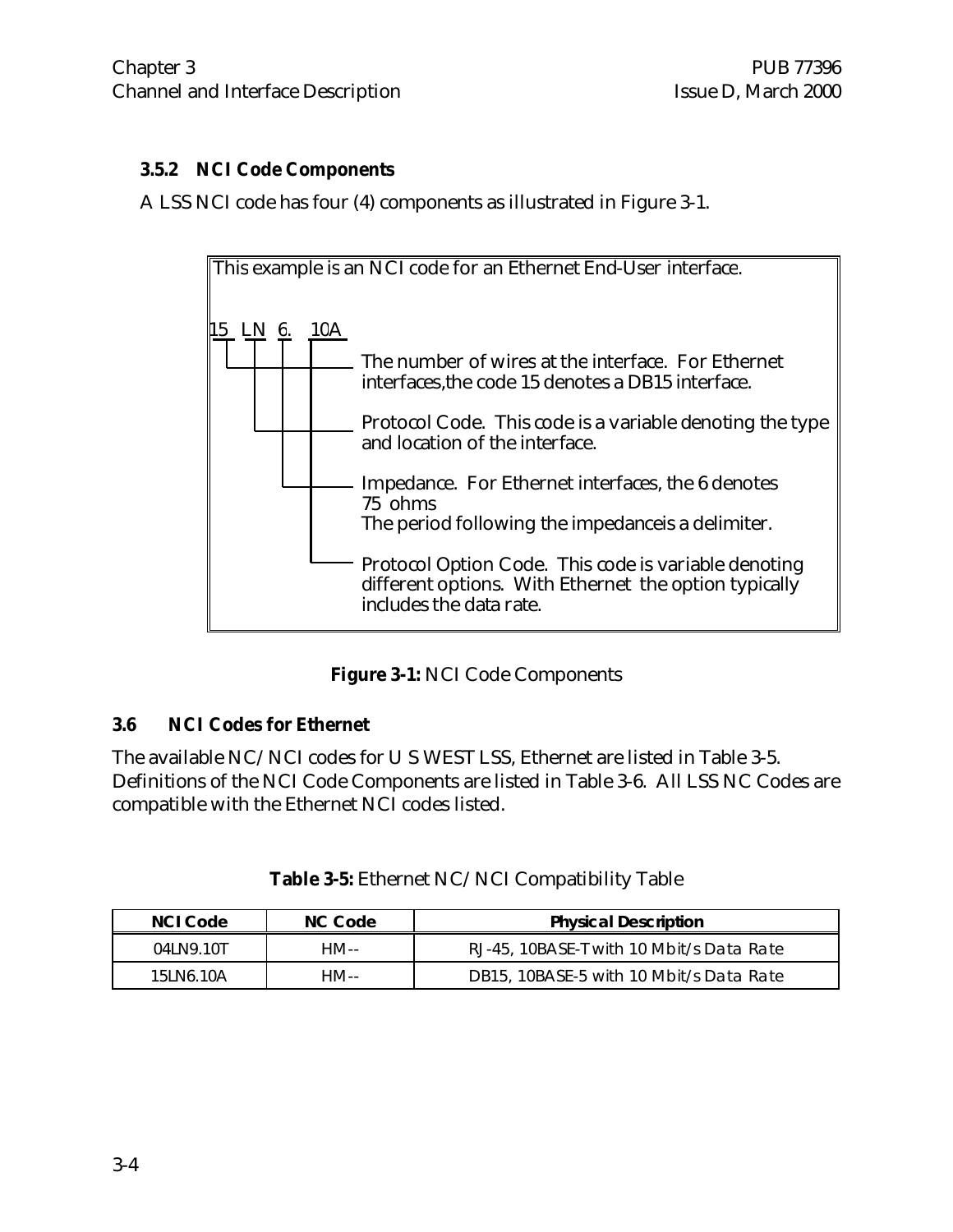### 3.5.2 NCI Code Components

A LSS NCI code has four (4) components as illustrated in Figure 3-1.

This example is an NCI code for an Ethernet End-User interface.

```
15  LN  6.  10A
|   |   |   |
|   |   |   |____ Protocol Option Code.  This code is variable denoting
|   |   |         different options.  With Ethernet the option typically
|   |   |         includes the data rate.
|   |   |
|   |   |________ Impedance.  For Ethernet interfaces, the 6 denotes
|   |             75 ohms
|   |             The period following the impedanceis a delimiter.
|   |
|   |____________ Protocol Code.  This code is a variable denoting the type
|                 and location of the interface.
|
|________________ The number of wires at the interface.  For Ethernet
                  interfaces,the code 15 denotes a DB15 interface.
```

**Figure 3-1:** NCI Code Components

## 3.6 NCI Codes for Ethernet

The available NC/NCI codes for U S WEST LSS, Ethernet are listed in Table 3-5. Definitions of the NCI Code Components are listed in Table 3-6. All LSS NC Codes are compatible with the Ethernet NCI codes listed.

**Table 3-5:** Ethernet NC/NCI Compatibility Table

| NCI Code | NC Code | Physical Description |
|---|---|---|
| 04LN9.10T | HM-- | RJ-45, 10BASE-T with 10 Mbit/s Data Rate |
| 15LN6.10A | HM-- | DB15, 10BASE-5 with 10 Mbit/s Data Rate |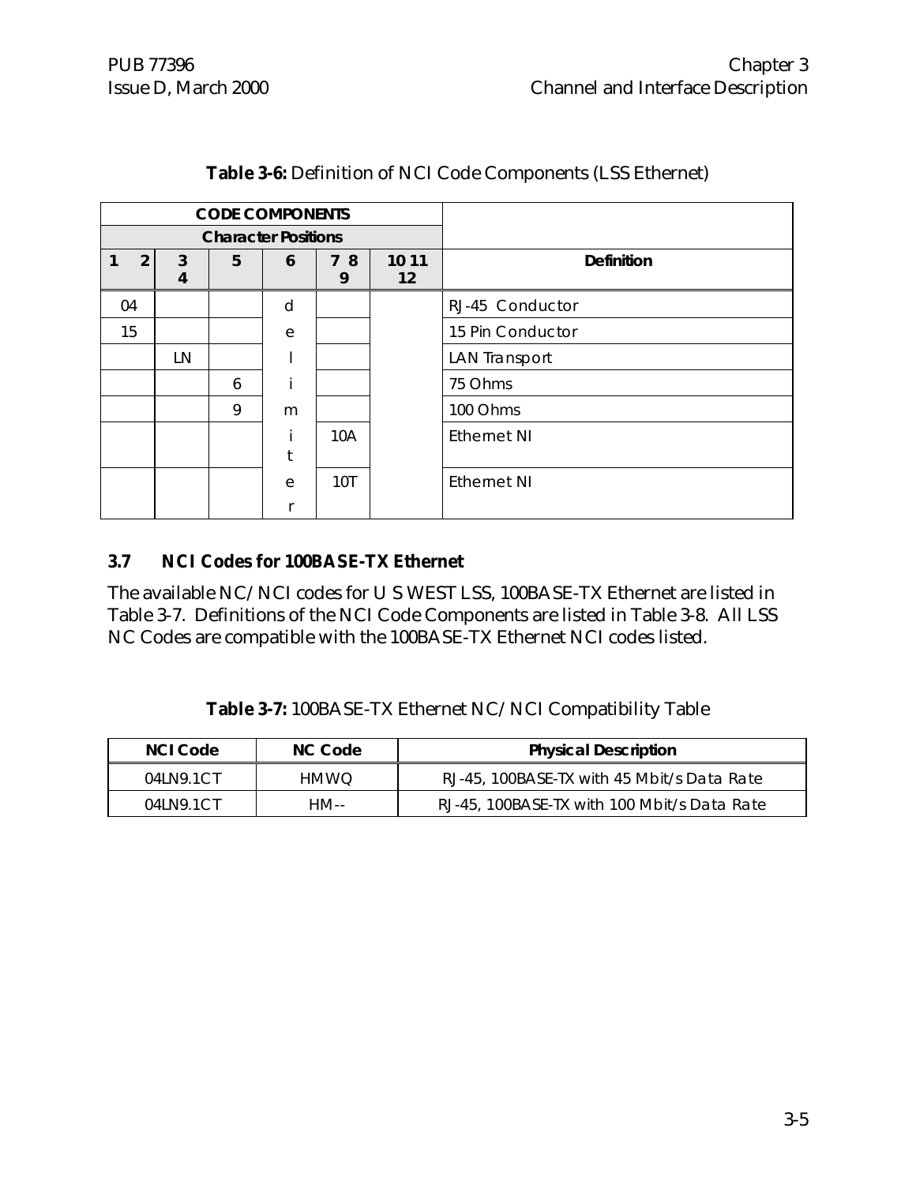**Table 3-6:** Definition of NCI Code Components (LSS Ethernet)

| CODE COMPONENTS | | | | | | |
|---|---|---|---|---|---|---|
| Character Positions | | | | | | |
| 1 2 | 3 4 | 5 | 6 | 7 8 9 | 10 11 12 | Definition |
| 04 | | | d | | | RJ-45 Conductor |
| 15 | | | e | | | 15 Pin Conductor |
| | LN | | l | | | LAN Transport |
| | | 6 | i | | | 75 Ohms |
| | | 9 | m | | | 100 Ohms |
| | | | i t | 10A | | Ethernet NI |
| | | | e r | 10T | | Ethernet NI |

### 3.7 NCI Codes for 100BASE-TX Ethernet

The available NC/NCI codes for U S WEST LSS, 100BASE-TX Ethernet are listed in Table 3-7. Definitions of the NCI Code Components are listed in Table 3-8. All LSS NC Codes are compatible with the 100BASE-TX Ethernet NCI codes listed.

**Table 3-7:** 100BASE-TX Ethernet NC/NCI Compatibility Table

| NCI Code | NC Code | Physical Description |
|---|---|---|
| 04LN9.1CT | HMWQ | RJ-45, 100BASE-TX with 45 Mbit/s Data Rate |
| 04LN9.1CT | HM-- | RJ-45, 100BASE-TX with 100 Mbit/s Data Rate |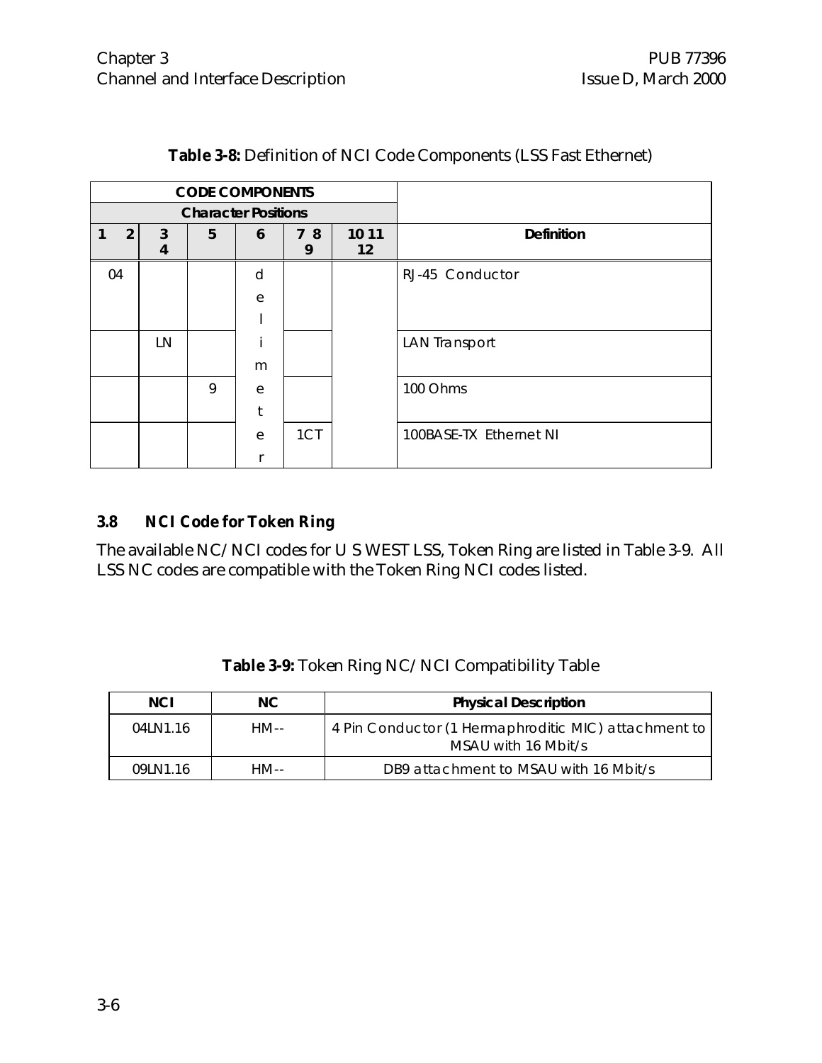**Table 3-8:** Definition of NCI Code Components (LSS Fast Ethernet)

| CODE COMPONENTS | | | | | | |
|---|---|---|---|---|---|---|
| Character Positions | | | | | | |
| 1 2 | 3 4 | 5 | 6 | 7 8 9 | 10 11 12 | Definition |
| 04 | | | d e l | | | RJ-45 Conductor |
| | LN | | i m | | | LAN Transport |
| | | 9 | e t | | | 100 Ohms |
| | | | e r | 1CT | | 100BASE-TX Ethernet NI |

### 3.8 NCI Code for Token Ring

The available NC/NCI codes for U S WEST LSS, Token Ring are listed in Table 3-9. All LSS NC codes are compatible with the Token Ring NCI codes listed.

**Table 3-9:** Token Ring NC/NCI Compatibility Table

| NCI | NC | Physical Description |
|---|---|---|
| 04LN1.16 | HM-- | 4 Pin Conductor (1 Hermaphroditic MIC) attachment to MSAU with 16 Mbit/s |
| 09LN1.16 | HM-- | DB9 attachment to MSAU with 16 Mbit/s |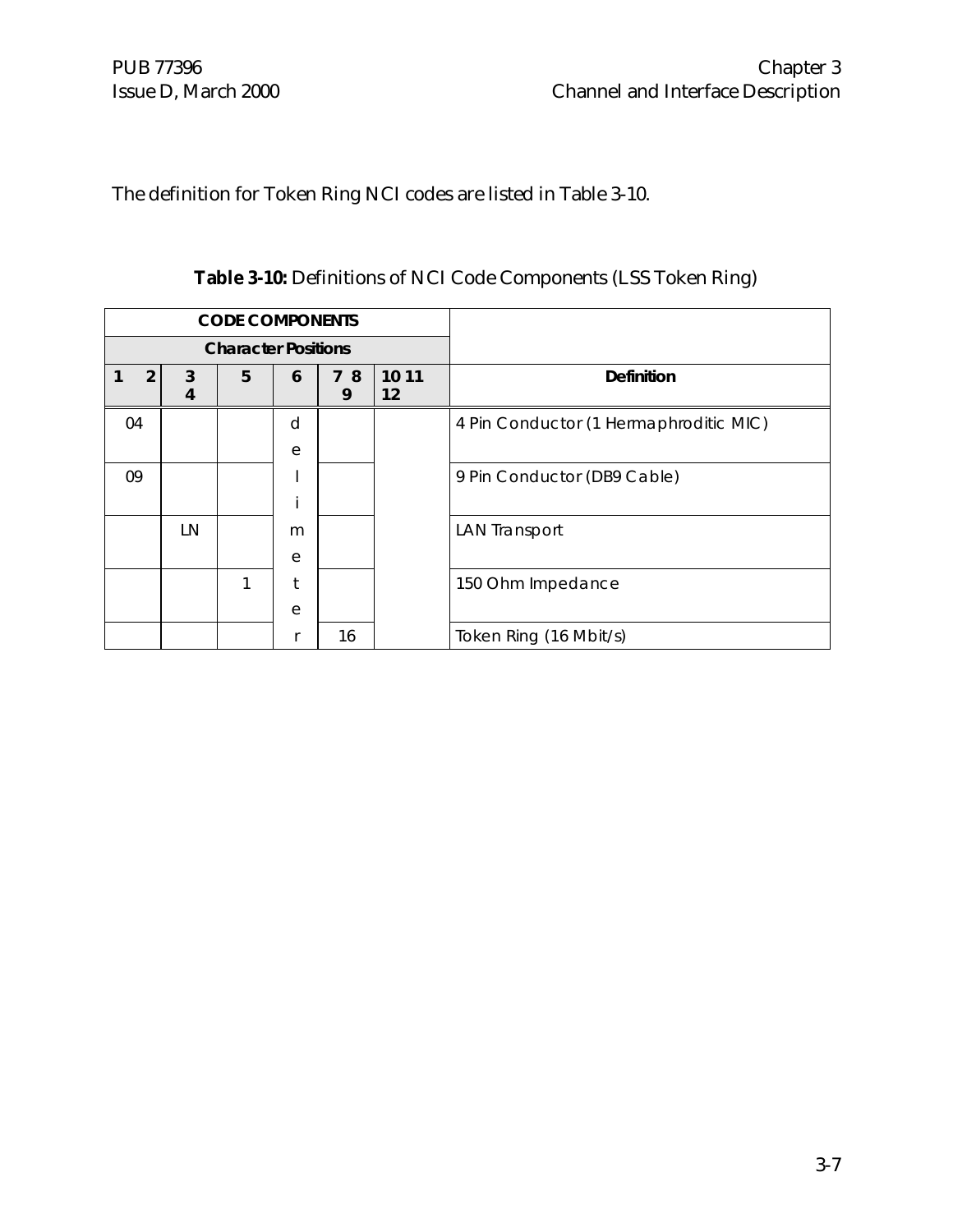The definition for Token Ring NCI codes are listed in Table 3-10.

**Table 3-10:** Definitions of NCI Code Components (LSS Token Ring)

| CODE COMPONENTS | | | | | | |
|---|---|---|---|---|---|---|
| Character Positions | | | | | | |
| 1 2 | 3 4 | 5 | 6 | 7 8 9 | 10 11 12 | Definition |
| 04 | | | de | | | 4 Pin Conductor (1 Hermaphroditic MIC) |
| 09 | | | li | | | 9 Pin Conductor (DB9 Cable) |
| | LN | | me | | | LAN Transport |
| | | 1 | te | | | 150 Ohm Impedance |
| | | | r | 16 | | Token Ring (16 Mbit/s) |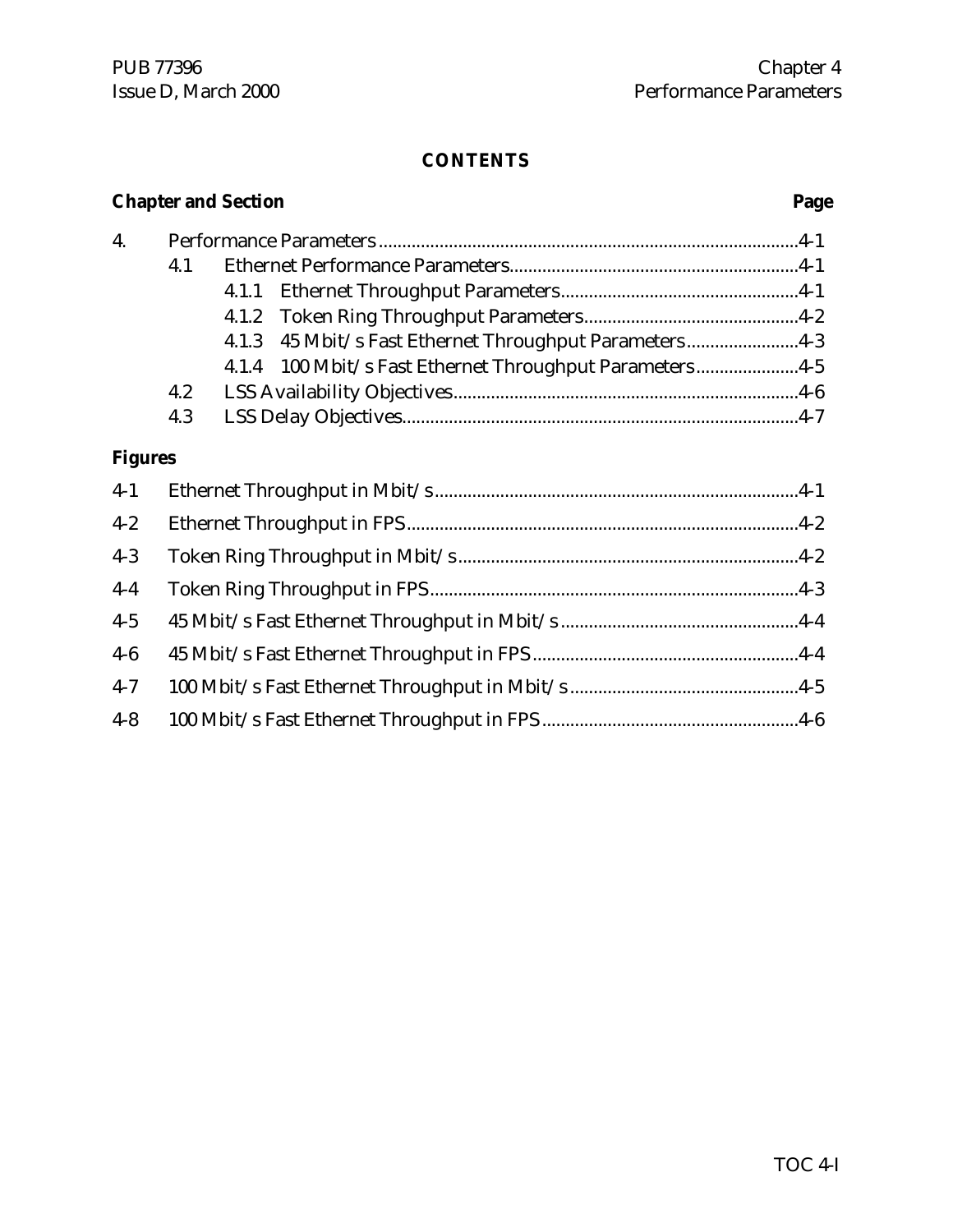# CONTENTS

| Chapter and Section | | | Page |
|---|---|---|---|
| 4. | Performance Parameters | | 4-1 |
| | 4.1 | Ethernet Performance Parameters | 4-1 |
| | | 4.1.1 Ethernet Throughput Parameters | 4-1 |
| | | 4.1.2 Token Ring Throughput Parameters | 4-2 |
| | | 4.1.3 45 Mbit/s Fast Ethernet Throughput Parameters | 4-3 |
| | | 4.1.4 100 Mbit/s Fast Ethernet Throughput Parameters | 4-5 |
| | 4.2 | LSS Availability Objectives | 4-6 |
| | 4.3 | LSS Delay Objectives | 4-7 |

**Figures**

| | | |
|---|---|---|
| 4-1 | Ethernet Throughput in Mbit/s | 4-1 |
| 4-2 | Ethernet Throughput in FPS | 4-2 |
| 4-3 | Token Ring Throughput in Mbit/s | 4-2 |
| 4-4 | Token Ring Throughput in FPS | 4-3 |
| 4-5 | 45 Mbit/s Fast Ethernet Throughput in Mbit/s | 4-4 |
| 4-6 | 45 Mbit/s Fast Ethernet Throughput in FPS | 4-4 |
| 4-7 | 100 Mbit/s Fast Ethernet Throughput in Mbit/s | 4-5 |
| 4-8 | 100 Mbit/s Fast Ethernet Throughput in FPS | 4-6 |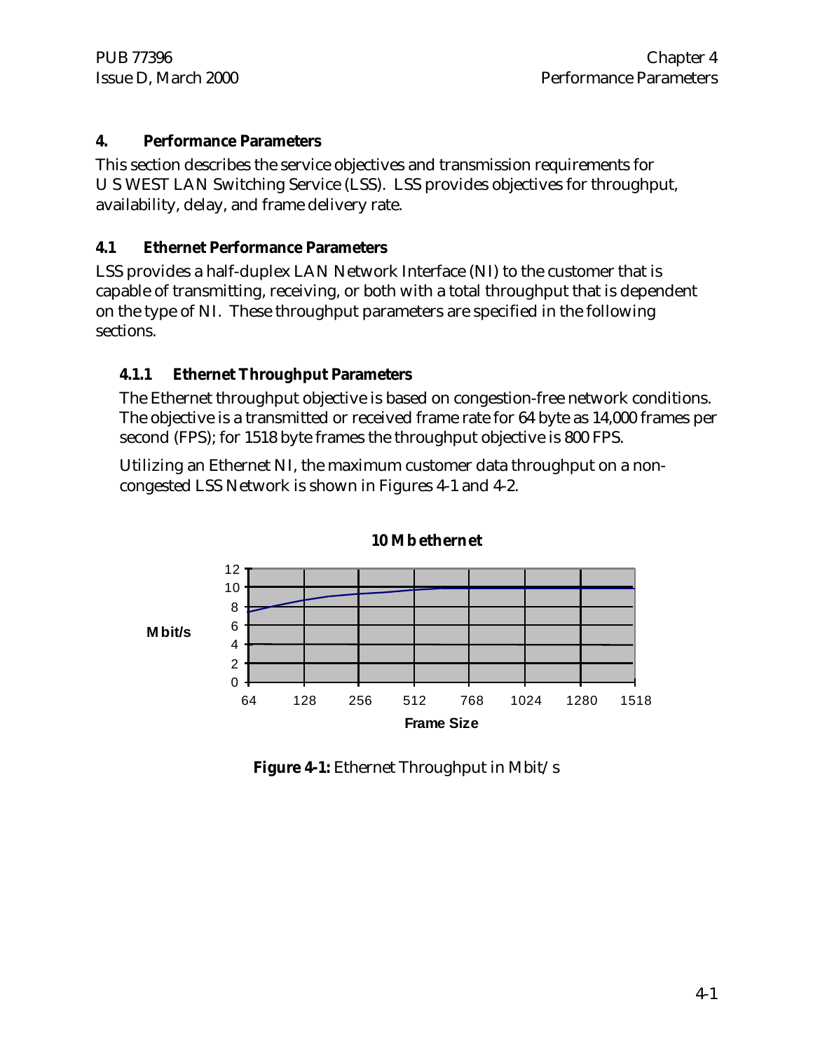# 4. Performance Parameters

This section describes the service objectives and transmission requirements for U S WEST LAN Switching Service (LSS). LSS provides objectives for throughput, availability, delay, and frame delivery rate.

## 4.1 Ethernet Performance Parameters

LSS provides a half-duplex LAN Network Interface (NI) to the customer that is capable of transmitting, receiving, or both with a total throughput that is dependent on the type of NI. These throughput parameters are specified in the following sections.

### 4.1.1 Ethernet Throughput Parameters

The Ethernet throughput objective is based on congestion-free network conditions. The objective is a transmitted or received frame rate for 64 byte as 14,000 frames per second (FPS); for 1518 byte frames the throughput objective is 800 FPS.

Utilizing an Ethernet NI, the maximum customer data throughput on a non-congested LSS Network is shown in Figures 4-1 and 4-2.

**10 Mb ethernet**

Mbit/s: 0, 2, 4, 6, 8, 10, 12

Frame Size: 64, 128, 256, 512, 768, 1024, 1280, 1518

**Figure 4-1:** Ethernet Throughput in Mbit/s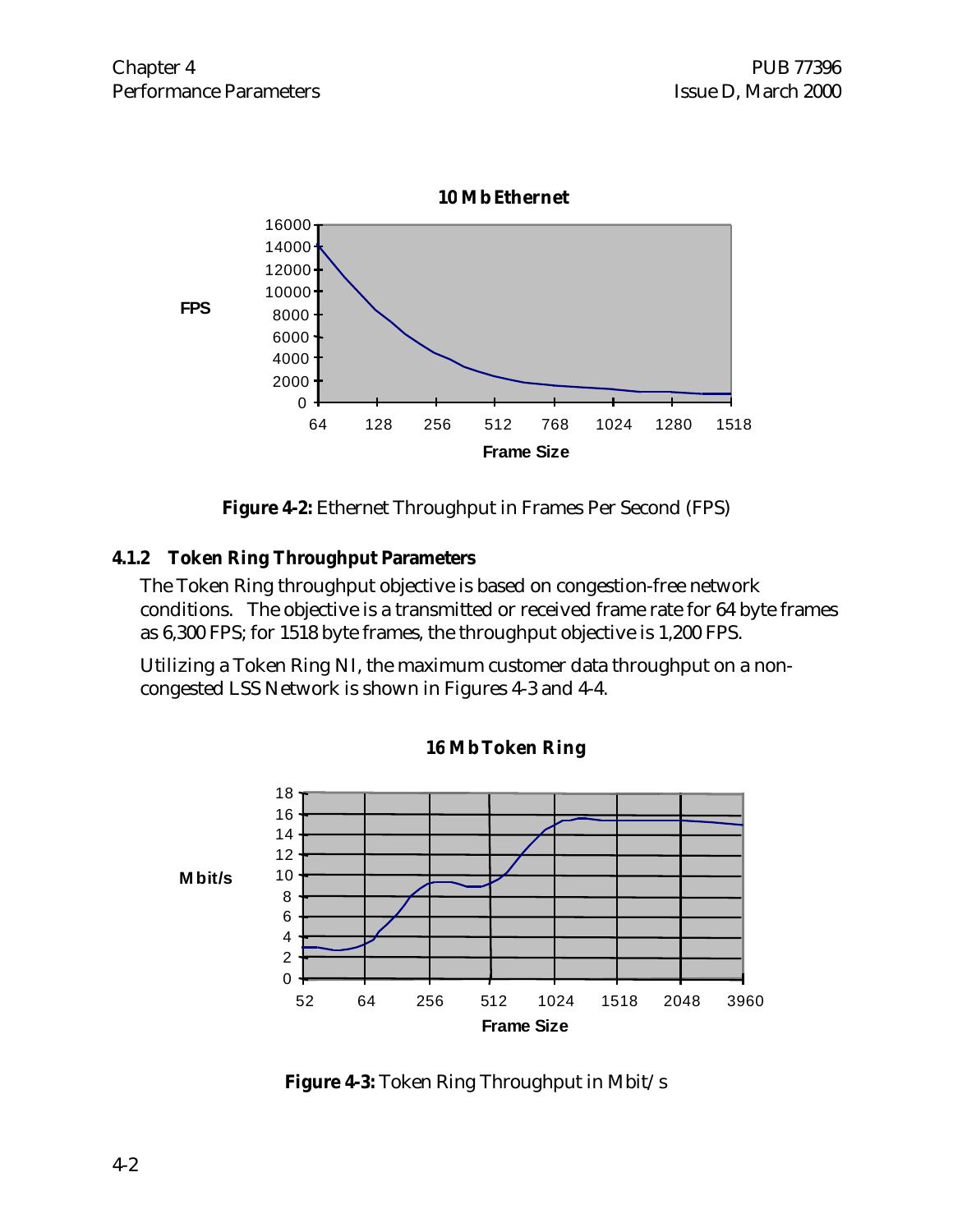Figure 4-2: Ethernet Throughput in Frames Per Second (FPS)

### 4.1.2 Token Ring Throughput Parameters

The Token Ring throughput objective is based on congestion-free network conditions. The objective is a transmitted or received frame rate for 64 byte frames as 6,300 FPS; for 1518 byte frames, the throughput objective is 1,200 FPS.

Utilizing a Token Ring NI, the maximum customer data throughput on a non-congested LSS Network is shown in Figures 4-3 and 4-4.

Figure 4-3: Token Ring Throughput in Mbit/s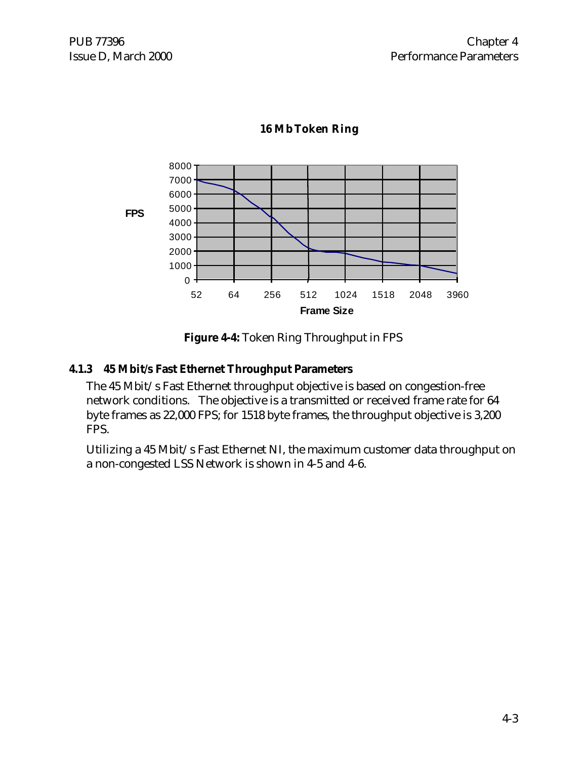**16 Mb Token Ring**

**Figure 4-4:** Token Ring Throughput in FPS

### 4.1.3 45 Mbit/s Fast Ethernet Throughput Parameters

The 45 Mbit/s Fast Ethernet throughput objective is based on congestion-free network conditions. The objective is a transmitted or received frame rate for 64 byte frames as 22,000 FPS; for 1518 byte frames, the throughput objective is 3,200 FPS.

Utilizing a 45 Mbit/s Fast Ethernet NI, the maximum customer data throughput on a non-congested LSS Network is shown in 4-5 and 4-6.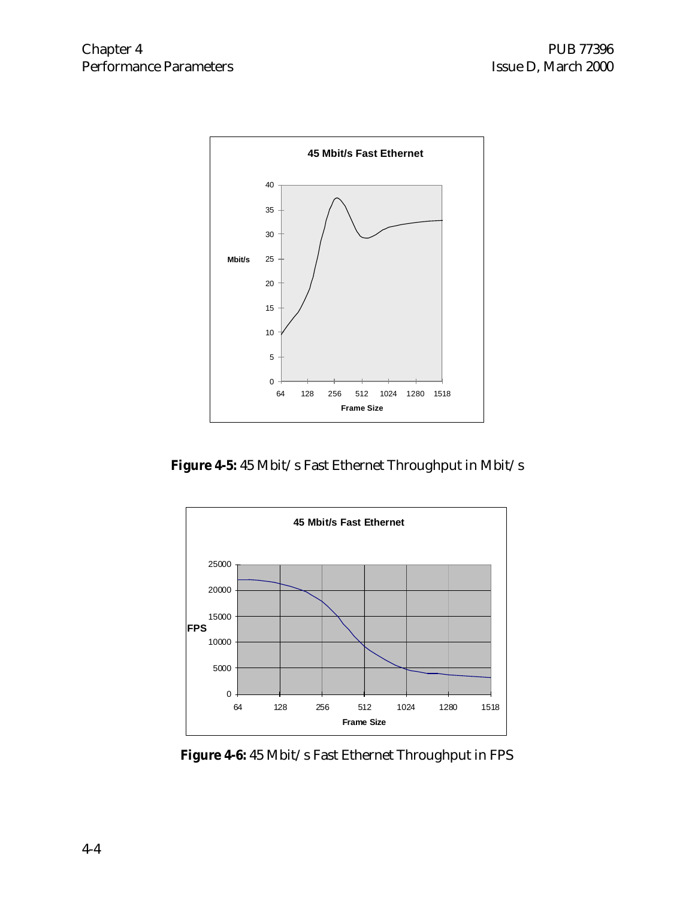**Figure 4-5:** 45 Mbit/s Fast Ethernet Throughput in Mbit/s

**Figure 4-6:** 45 Mbit/s Fast Ethernet Throughput in FPS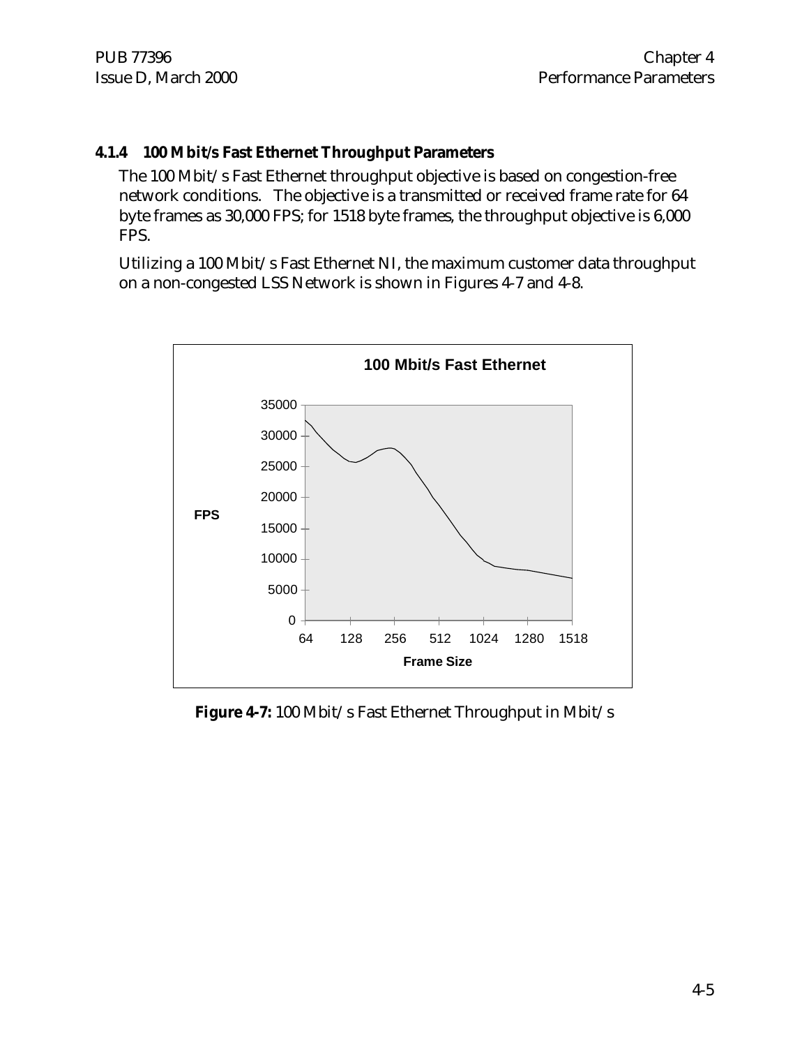### 4.1.4 100 Mbit/s Fast Ethernet Throughput Parameters

The 100 Mbit/s Fast Ethernet throughput objective is based on congestion-free network conditions. The objective is a transmitted or received frame rate for 64 byte frames as 30,000 FPS; for 1518 byte frames, the throughput objective is 6,000 FPS.

Utilizing a 100 Mbit/s Fast Ethernet NI, the maximum customer data throughput on a non-congested LSS Network is shown in Figures 4-7 and 4-8.

**Figure 4-7:** 100 Mbit/s Fast Ethernet Throughput in Mbit/s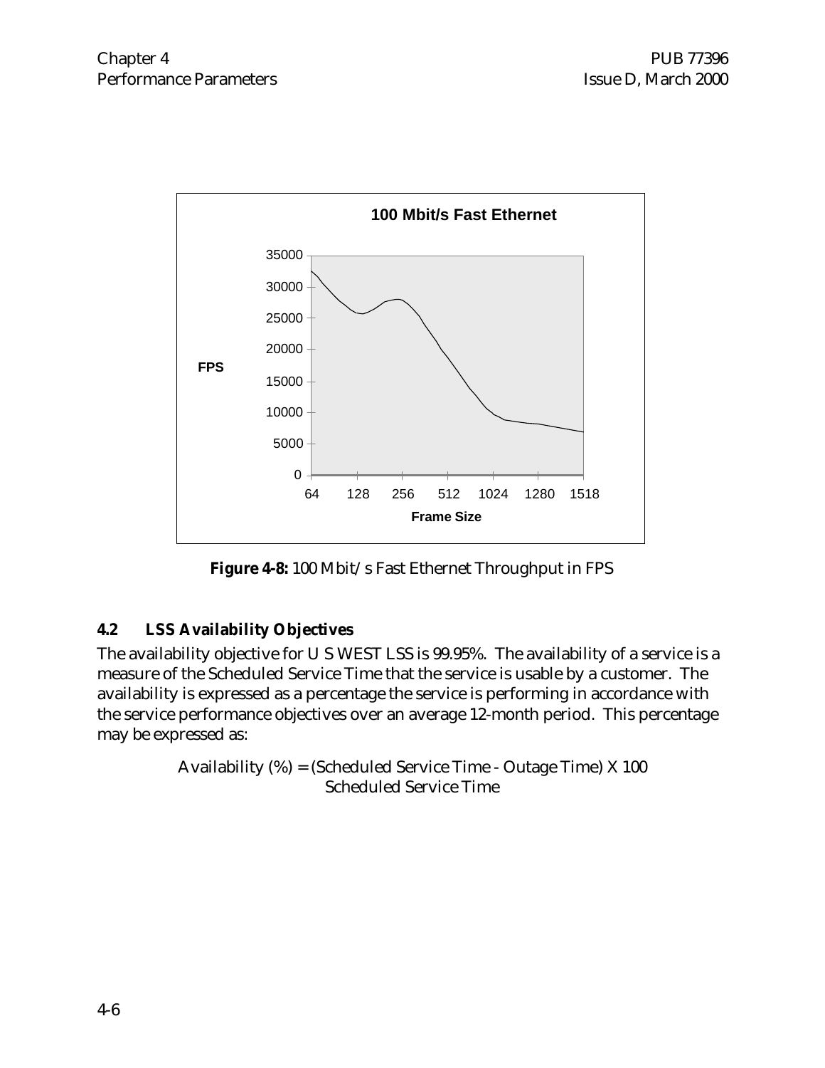**Figure 4-8:** 100 Mbit/s Fast Ethernet Throughput in FPS

## 4.2 LSS Availability Objectives

The availability objective for U S WEST LSS is 99.95%. The availability of a service is a measure of the Scheduled Service Time that the service is usable by a customer. The availability is expressed as a percentage the service is performing in accordance with the service performance objectives over an average 12-month period. This percentage may be expressed as:

$$\text{Availability (\%)} = \frac{(\text{Scheduled Service Time} - \text{Outage Time}) \times 100}{\text{Scheduled Service Time}}$$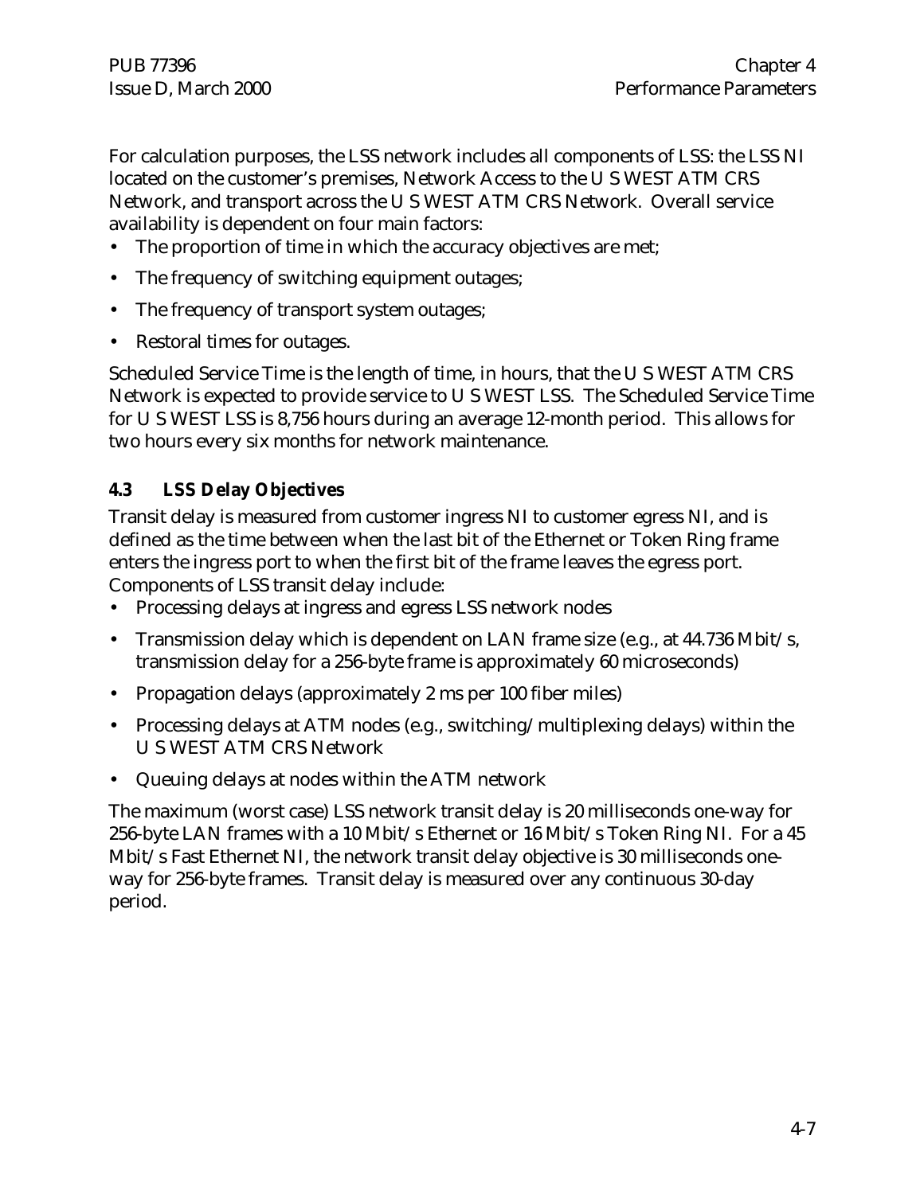For calculation purposes, the LSS network includes all components of LSS: the LSS NI located on the customer's premises, Network Access to the U S WEST ATM CRS Network, and transport across the U S WEST ATM CRS Network. Overall service availability is dependent on four main factors:

- The proportion of time in which the accuracy objectives are met;
- The frequency of switching equipment outages;
- The frequency of transport system outages;
- Restoral times for outages.

Scheduled Service Time is the length of time, in hours, that the U S WEST ATM CRS Network is expected to provide service to U S WEST LSS. The Scheduled Service Time for U S WEST LSS is 8,756 hours during an average 12-month period. This allows for two hours every six months for network maintenance.

### 4.3 LSS Delay Objectives

Transit delay is measured from customer ingress NI to customer egress NI, and is defined as the time between when the last bit of the Ethernet or Token Ring frame enters the ingress port to when the first bit of the frame leaves the egress port. Components of LSS transit delay include:

- Processing delays at ingress and egress LSS network nodes
- Transmission delay which is dependent on LAN frame size (e.g., at 44.736 Mbit/s, transmission delay for a 256-byte frame is approximately 60 microseconds)
- Propagation delays (approximately 2 ms per 100 fiber miles)
- Processing delays at ATM nodes (e.g., switching/multiplexing delays) within the U S WEST ATM CRS Network
- Queuing delays at nodes within the ATM network

The maximum (worst case) LSS network transit delay is 20 milliseconds one-way for 256-byte LAN frames with a 10 Mbit/s Ethernet or 16 Mbit/s Token Ring NI. For a 45 Mbit/s Fast Ethernet NI, the network transit delay objective is 30 milliseconds one-way for 256-byte frames. Transit delay is measured over any continuous 30-day period.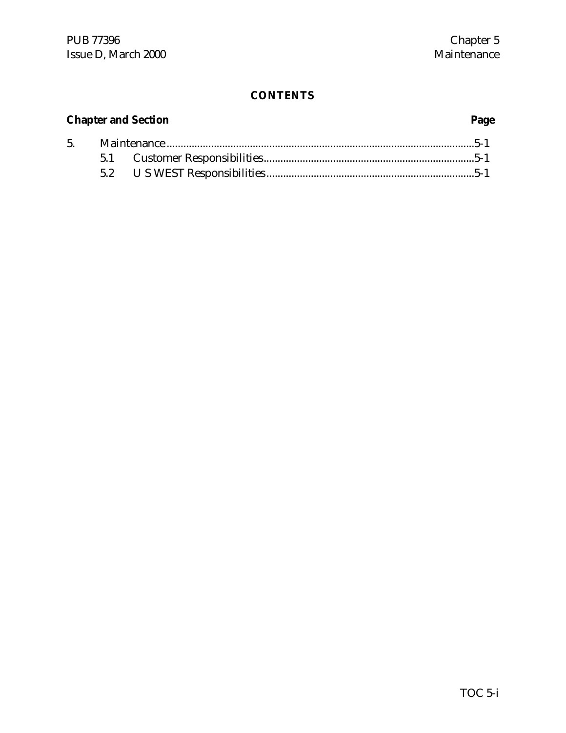# CONTENTS

**Chapter and Section** **Page**

5. Maintenance..........5-1
   - 5.1 Customer Responsibilities..........5-1
   - 5.2 U S WEST Responsibilities..........5-1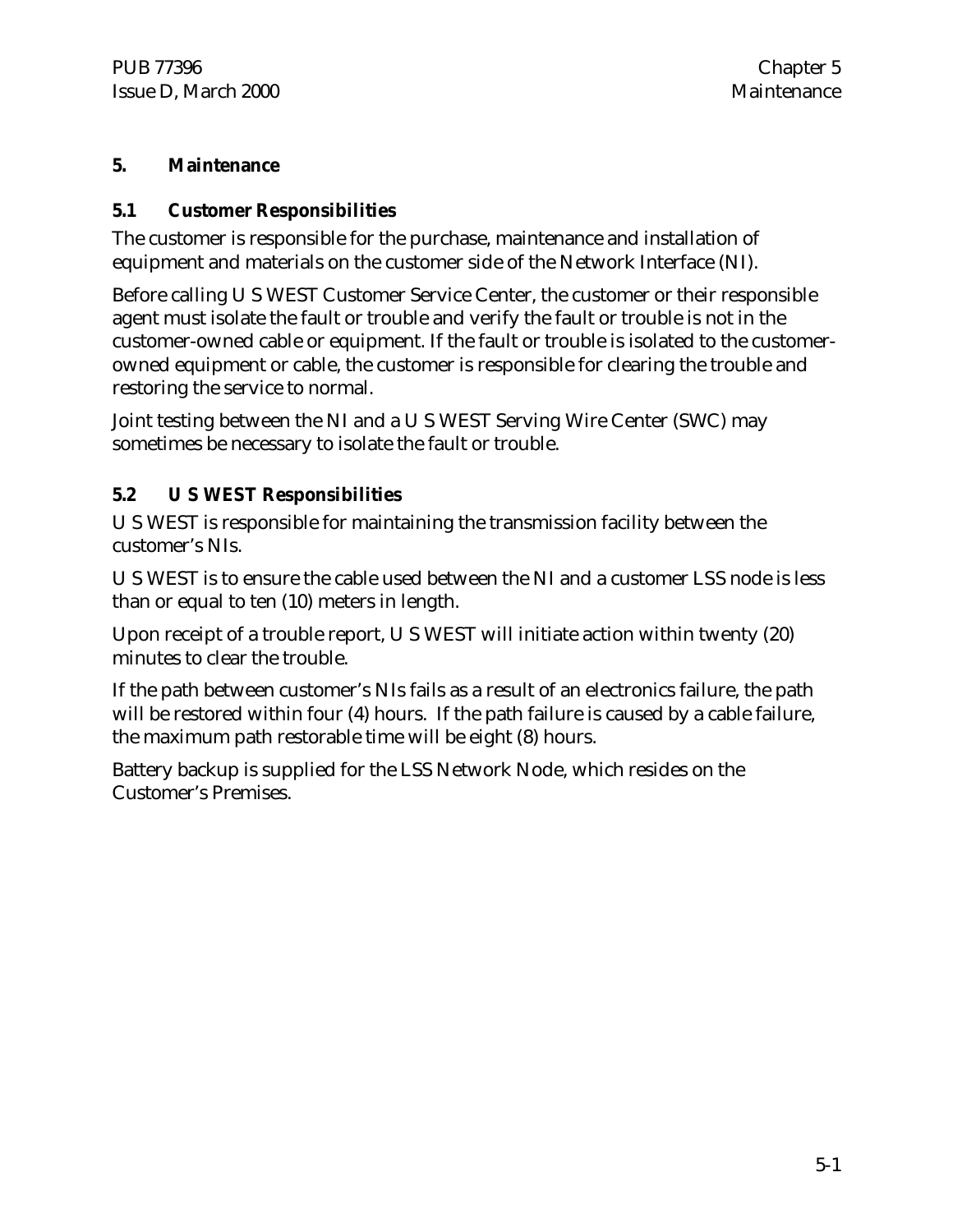# 5. Maintenance

## 5.1 Customer Responsibilities

The customer is responsible for the purchase, maintenance and installation of equipment and materials on the customer side of the Network Interface (NI).

Before calling U S WEST Customer Service Center, the customer or their responsible agent must isolate the fault or trouble and verify the fault or trouble is not in the customer-owned cable or equipment. If the fault or trouble is isolated to the customer-owned equipment or cable, the customer is responsible for clearing the trouble and restoring the service to normal.

Joint testing between the NI and a U S WEST Serving Wire Center (SWC) may sometimes be necessary to isolate the fault or trouble.

## 5.2 U S WEST Responsibilities

U S WEST is responsible for maintaining the transmission facility between the customer's NIs.

U S WEST is to ensure the cable used between the NI and a customer LSS node is less than or equal to ten (10) meters in length.

Upon receipt of a trouble report, U S WEST will initiate action within twenty (20) minutes to clear the trouble.

If the path between customer's NIs fails as a result of an electronics failure, the path will be restored within four (4) hours. If the path failure is caused by a cable failure, the maximum path restorable time will be eight (8) hours.

Battery backup is supplied for the LSS Network Node, which resides on the Customer's Premises.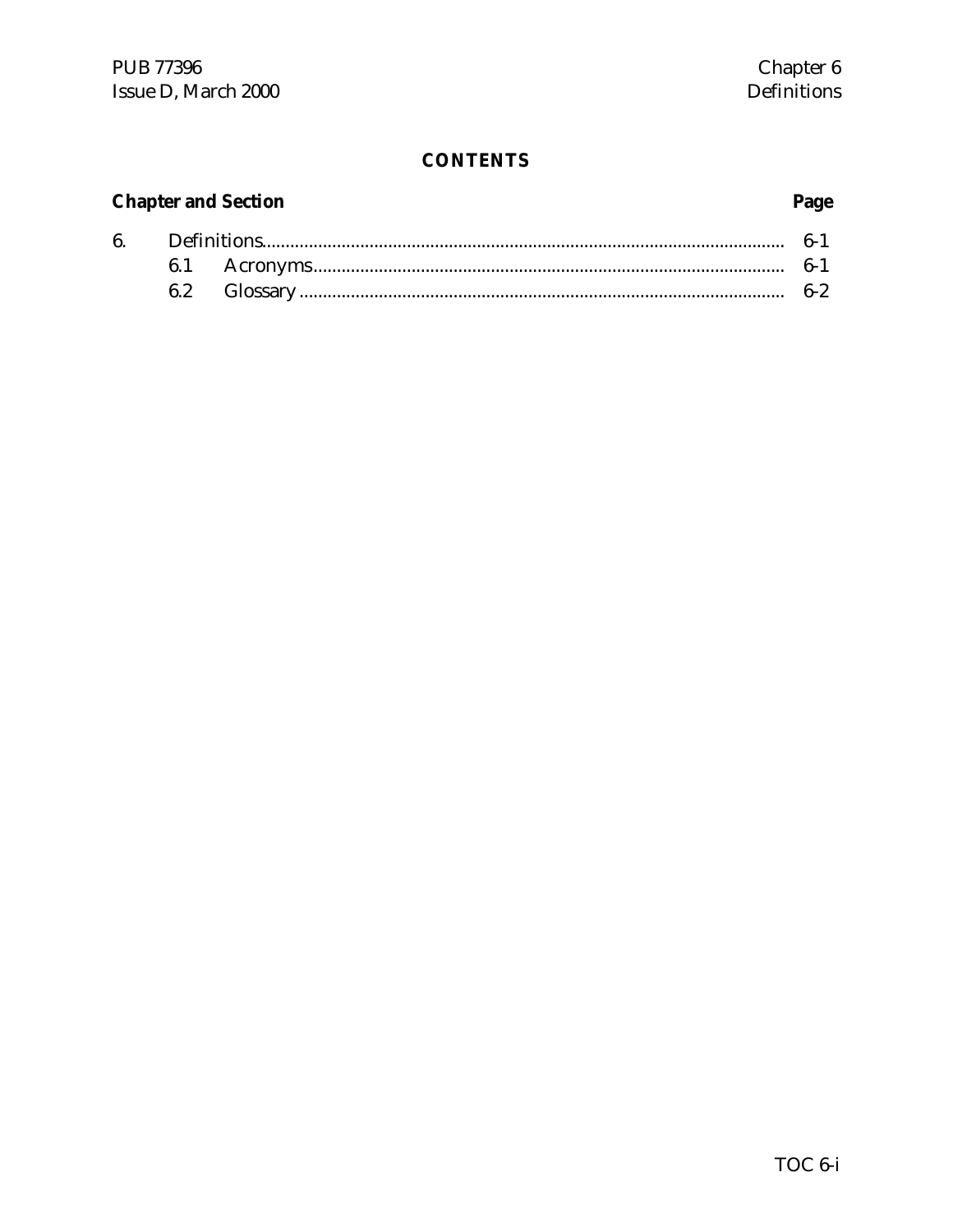# CONTENTS

| Chapter and Section | | Page |
|---|---|---|
| 6. | Definitions | 6-1 |
| | 6.1 Acronyms | 6-1 |
| | 6.2 Glossary | 6-2 |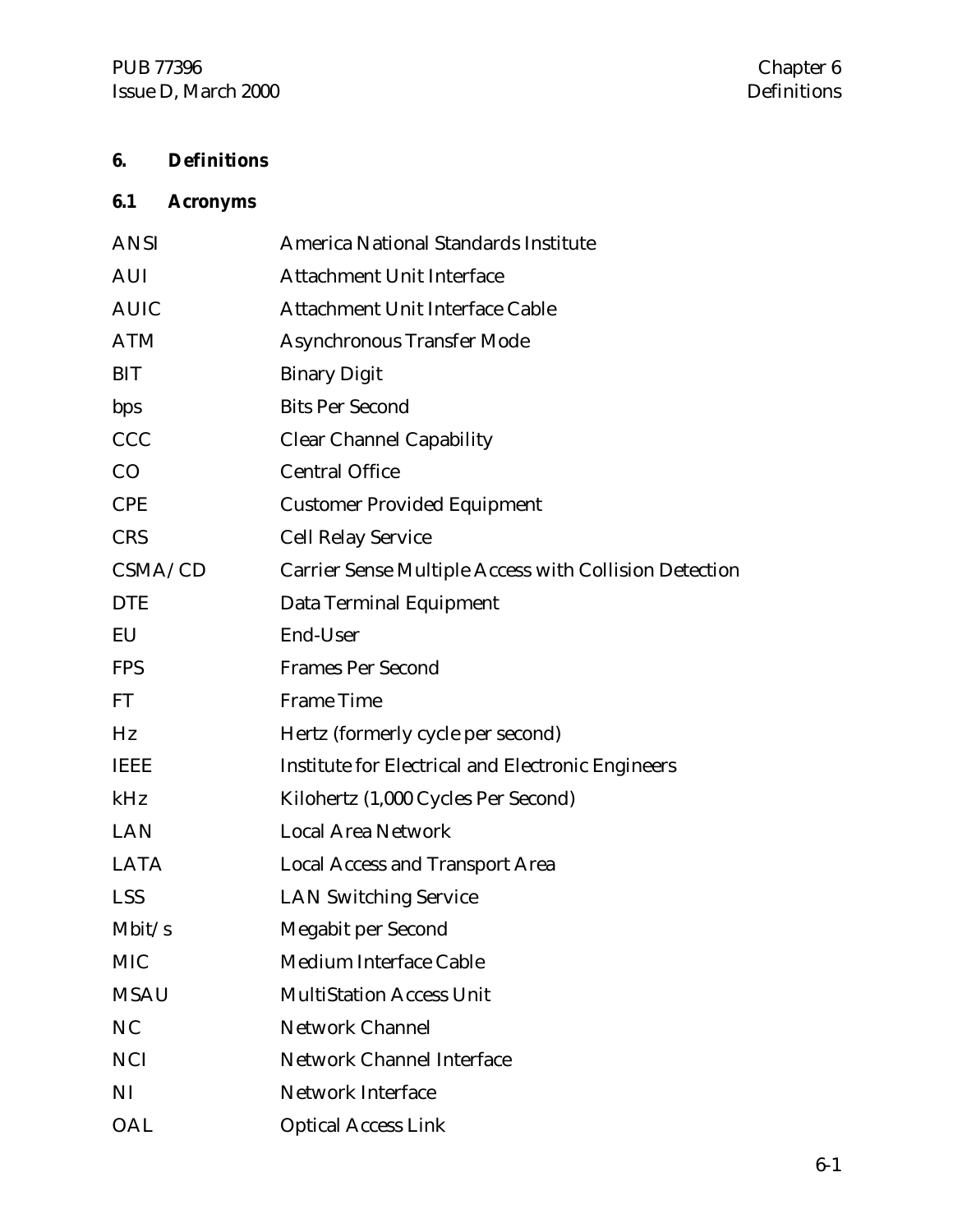# 6. Definitions

## 6.1 Acronyms

| | |
|---|---|
| ANSI | America National Standards Institute |
| AUI | Attachment Unit Interface |
| AUIC | Attachment Unit Interface Cable |
| ATM | Asynchronous Transfer Mode |
| BIT | Binary Digit |
| bps | Bits Per Second |
| CCC | Clear Channel Capability |
| CO | Central Office |
| CPE | Customer Provided Equipment |
| CRS | Cell Relay Service |
| CSMA/CD | Carrier Sense Multiple Access with Collision Detection |
| DTE | Data Terminal Equipment |
| EU | End-User |
| FPS | Frames Per Second |
| FT | Frame Time |
| Hz | Hertz (formerly cycle per second) |
| IEEE | Institute for Electrical and Electronic Engineers |
| kHz | Kilohertz (1,000 Cycles Per Second) |
| LAN | Local Area Network |
| LATA | Local Access and Transport Area |
| LSS | LAN Switching Service |
| Mbit/s | Megabit per Second |
| MIC | Medium Interface Cable |
| MSAU | MultiStation Access Unit |
| NC | Network Channel |
| NCI | Network Channel Interface |
| NI | Network Interface |
| OAL | Optical Access Link |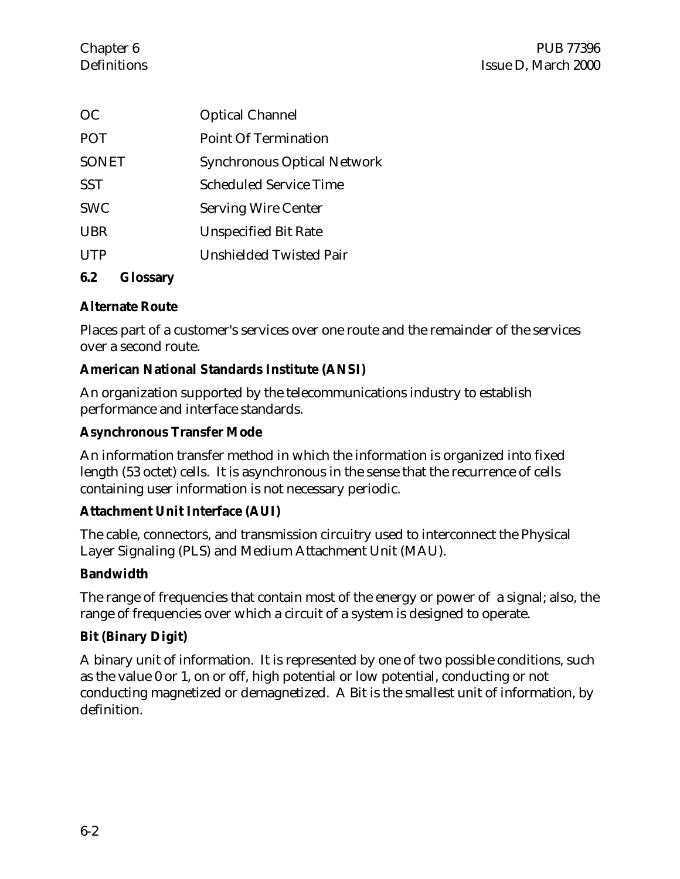| | |
|---|---|
| OC | Optical Channel |
| POT | Point Of Termination |
| SONET | Synchronous Optical Network |
| SST | Scheduled Service Time |
| SWC | Serving Wire Center |
| UBR | Unspecified Bit Rate |
| UTP | Unshielded Twisted Pair |

## 6.2 Glossary

**Alternate Route**

Places part of a customer's services over one route and the remainder of the services over a second route.

**American National Standards Institute (ANSI)**

An organization supported by the telecommunications industry to establish performance and interface standards.

**Asynchronous Transfer Mode**

An information transfer method in which the information is organized into fixed length (53 octet) cells. It is asynchronous in the sense that the recurrence of cells containing user information is not necessary periodic.

**Attachment Unit Interface (AUI)**

The cable, connectors, and transmission circuitry used to interconnect the Physical Layer Signaling (PLS) and Medium Attachment Unit (MAU).

**Bandwidth**

The range of frequencies that contain most of the energy or power of a signal; also, the range of frequencies over which a circuit of a system is designed to operate.

**Bit (Binary Digit)**

A binary unit of information. It is represented by one of two possible conditions, such as the value 0 or 1, on or off, high potential or low potential, conducting or not conducting magnetized or demagnetized. A Bit is the smallest unit of information, by definition.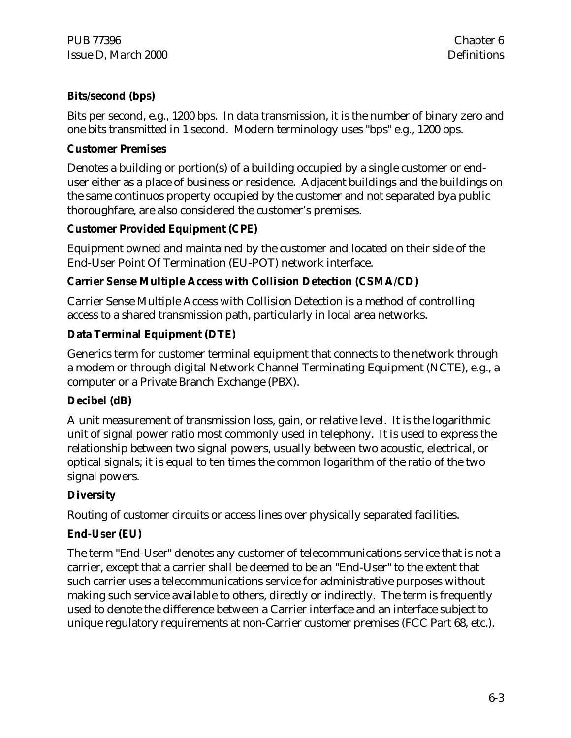**Bits/second (bps)**

Bits per second, e.g., 1200 bps. In data transmission, it is the number of binary zero and one bits transmitted in 1 second. Modern terminology uses "bps" e.g., 1200 bps.

**Customer Premises**

Denotes a building or portion(s) of a building occupied by a single customer or end-user either as a place of business or residence. Adjacent buildings and the buildings on the same continuos property occupied by the customer and not separated bya public thoroughfare, are also considered the customer's premises.

**Customer Provided Equipment (CPE)**

Equipment owned and maintained by the customer and located on their side of the End-User Point Of Termination (EU-POT) network interface.

**Carrier Sense Multiple Access with Collision Detection (CSMA/CD)**

Carrier Sense Multiple Access with Collision Detection is a method of controlling access to a shared transmission path, particularly in local area networks.

**Data Terminal Equipment (DTE)**

Generics term for customer terminal equipment that connects to the network through a modem or through digital Network Channel Terminating Equipment (NCTE), e.g., a computer or a Private Branch Exchange (PBX).

**Decibel (dB)**

A unit measurement of transmission loss, gain, or relative level. It is the logarithmic unit of signal power ratio most commonly used in telephony. It is used to express the relationship between two signal powers, usually between two acoustic, electrical, or optical signals; it is equal to ten times the common logarithm of the ratio of the two signal powers.

**Diversity**

Routing of customer circuits or access lines over physically separated facilities.

**End-User (EU)**

The term "End-User" denotes any customer of telecommunications service that is not a carrier, except that a carrier shall be deemed to be an "End-User" to the extent that such carrier uses a telecommunications service for administrative purposes without making such service available to others, directly or indirectly. The term is frequently used to denote the difference between a Carrier interface and an interface subject to unique regulatory requirements at non-Carrier customer premises (FCC Part 68, etc.).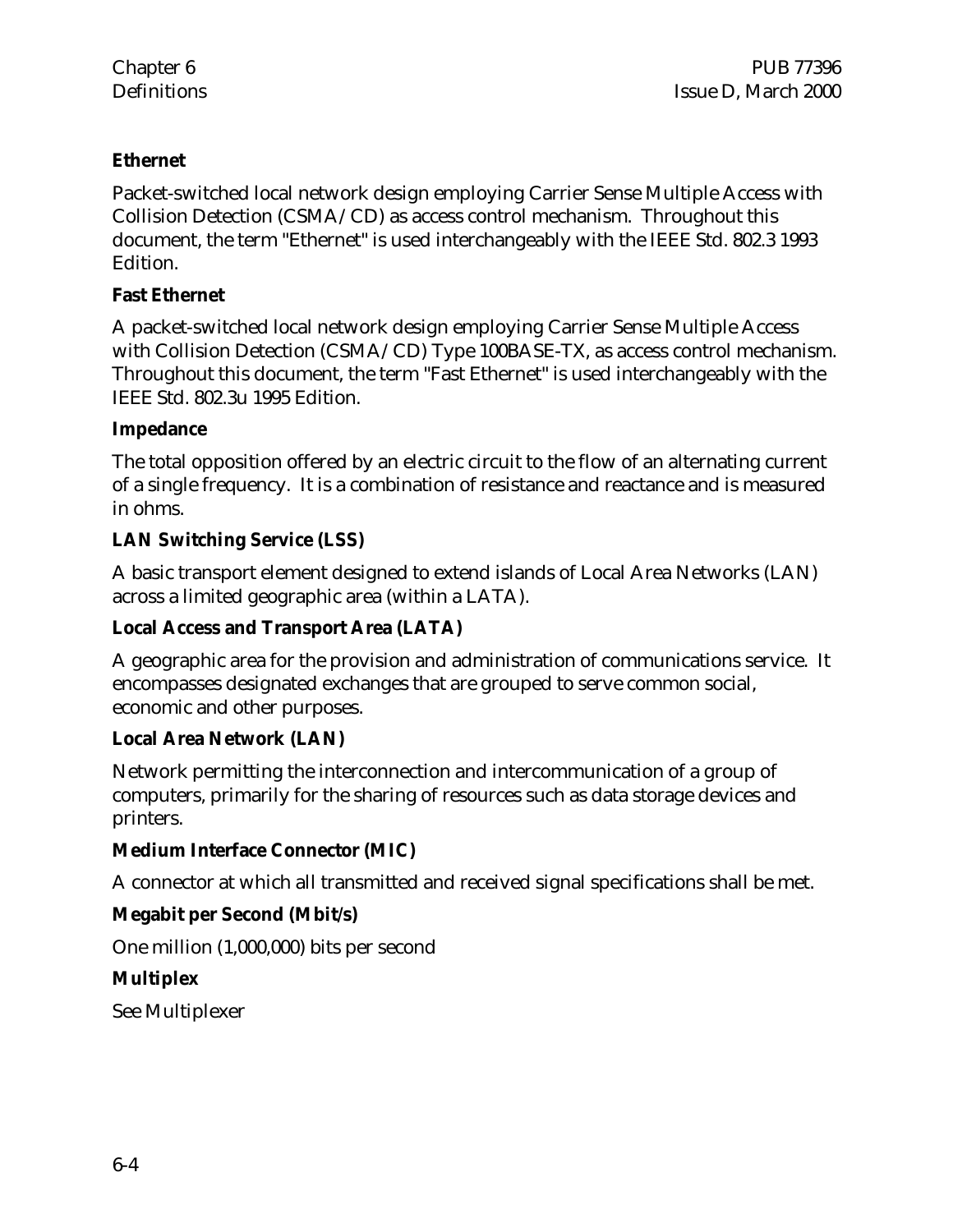**Ethernet**

Packet-switched local network design employing Carrier Sense Multiple Access with Collision Detection (CSMA/CD) as access control mechanism. Throughout this document, the term "Ethernet" is used interchangeably with the IEEE Std. 802.3 1993 Edition.

**Fast Ethernet**

A packet-switched local network design employing Carrier Sense Multiple Access with Collision Detection (CSMA/CD) Type 100BASE-TX, as access control mechanism. Throughout this document, the term "Fast Ethernet" is used interchangeably with the IEEE Std. 802.3u 1995 Edition.

**Impedance**

The total opposition offered by an electric circuit to the flow of an alternating current of a single frequency. It is a combination of resistance and reactance and is measured in ohms.

**LAN Switching Service (LSS)**

A basic transport element designed to extend islands of Local Area Networks (LAN) across a limited geographic area (within a LATA).

**Local Access and Transport Area (LATA)**

A geographic area for the provision and administration of communications service. It encompasses designated exchanges that are grouped to serve common social, economic and other purposes.

**Local Area Network (LAN)**

Network permitting the interconnection and intercommunication of a group of computers, primarily for the sharing of resources such as data storage devices and printers.

**Medium Interface Connector (MIC)**

A connector at which all transmitted and received signal specifications shall be met.

**Megabit per Second (Mbit/s)**

One million (1,000,000) bits per second

**Multiplex**

See Multiplexer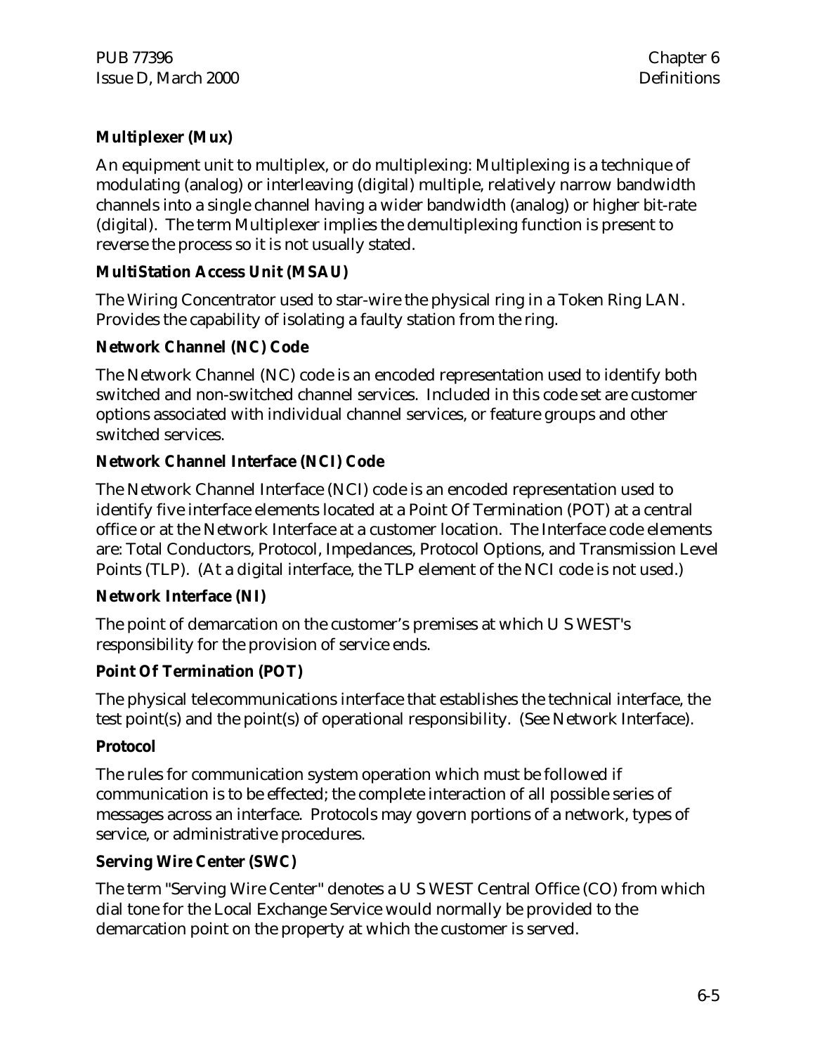**Multiplexer (Mux)**

An equipment unit to multiplex, or do multiplexing: Multiplexing is a technique of modulating (analog) or interleaving (digital) multiple, relatively narrow bandwidth channels into a single channel having a wider bandwidth (analog) or higher bit-rate (digital). The term Multiplexer implies the demultiplexing function is present to reverse the process so it is not usually stated.

**MultiStation Access Unit (MSAU)**

The Wiring Concentrator used to star-wire the physical ring in a Token Ring LAN. Provides the capability of isolating a faulty station from the ring.

**Network Channel (NC) Code**

The Network Channel (NC) code is an encoded representation used to identify both switched and non-switched channel services. Included in this code set are customer options associated with individual channel services, or feature groups and other switched services.

**Network Channel Interface (NCI) Code**

The Network Channel Interface (NCI) code is an encoded representation used to identify five interface elements located at a Point Of Termination (POT) at a central office or at the Network Interface at a customer location. The Interface code elements are: Total Conductors, Protocol, Impedances, Protocol Options, and Transmission Level Points (TLP). (At a digital interface, the TLP element of the NCI code is not used.)

**Network Interface (NI)**

The point of demarcation on the customer's premises at which U S WEST's responsibility for the provision of service ends.

**Point Of Termination (POT)**

The physical telecommunications interface that establishes the technical interface, the test point(s) and the point(s) of operational responsibility. (See Network Interface).

**Protocol**

The rules for communication system operation which must be followed if communication is to be effected; the complete interaction of all possible series of messages across an interface. Protocols may govern portions of a network, types of service, or administrative procedures.

**Serving Wire Center (SWC)**

The term "Serving Wire Center" denotes a U S WEST Central Office (CO) from which dial tone for the Local Exchange Service would normally be provided to the demarcation point on the property at which the customer is served.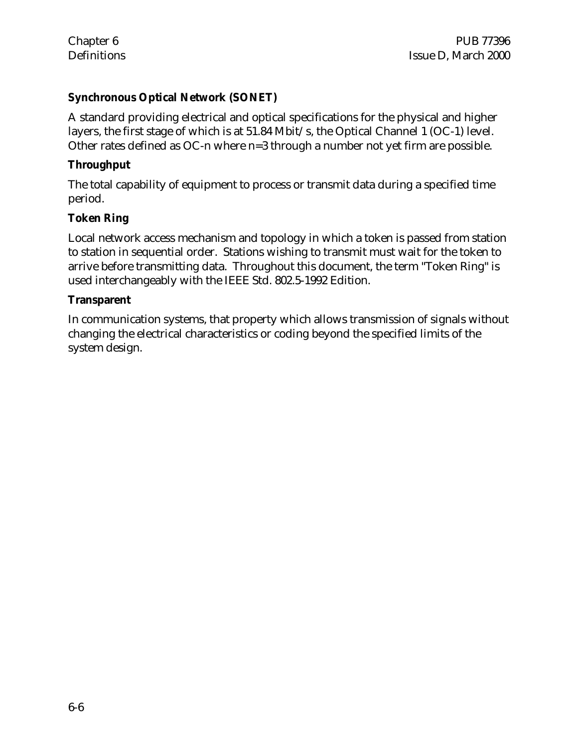**Synchronous Optical Network (SONET)**

A standard providing electrical and optical specifications for the physical and higher layers, the first stage of which is at 51.84 Mbit/s, the Optical Channel 1 (OC-1) level. Other rates defined as OC-n where n=3 through a number not yet firm are possible.

**Throughput**

The total capability of equipment to process or transmit data during a specified time period.

**Token Ring**

Local network access mechanism and topology in which a token is passed from station to station in sequential order. Stations wishing to transmit must wait for the token to arrive before transmitting data. Throughout this document, the term "Token Ring" is used interchangeably with the IEEE Std. 802.5-1992 Edition.

**Transparent**

In communication systems, that property which allows transmission of signals without changing the electrical characteristics or coding beyond the specified limits of the system design.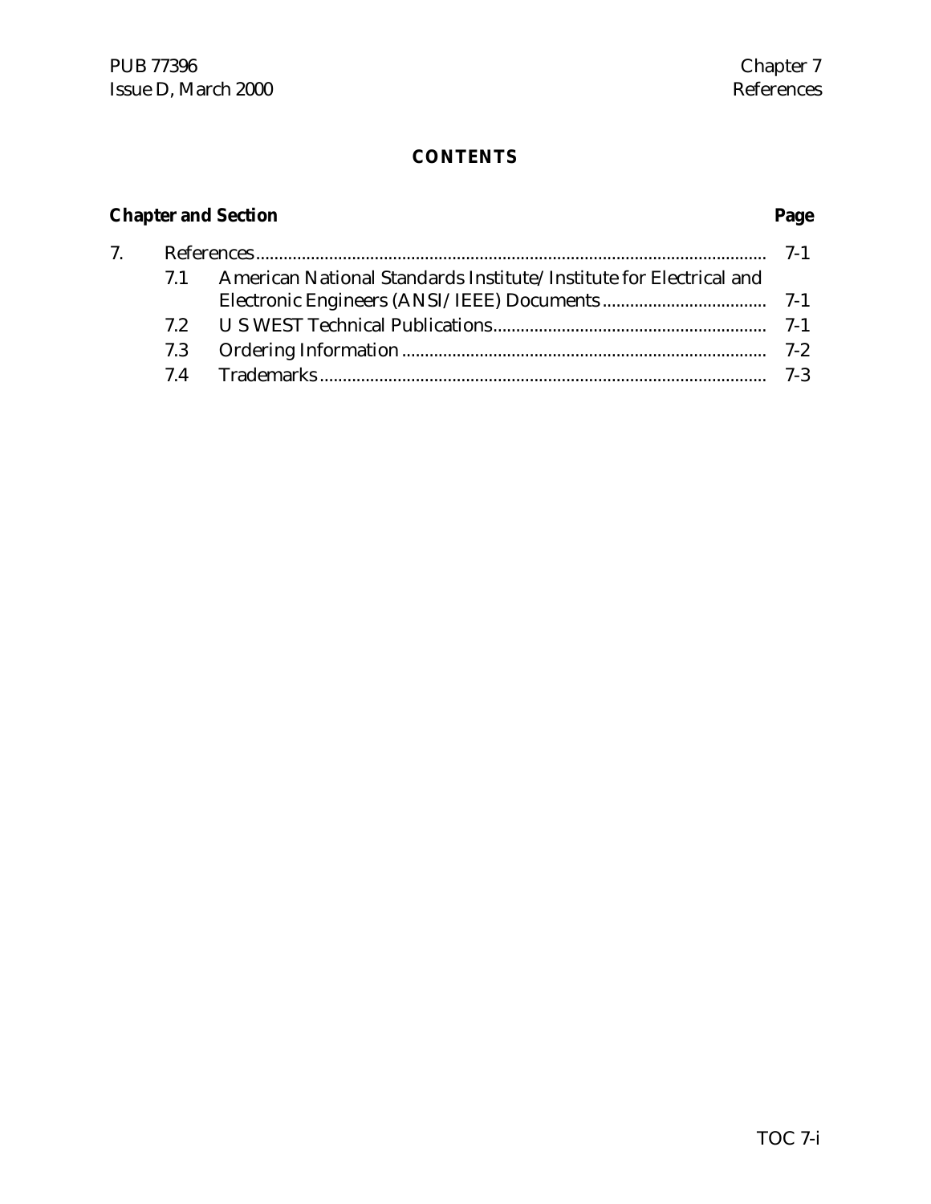**CONTENTS**

| Chapter and Section | | | Page |
|---|---|---|---|
| 7. | References | | 7-1 |
| | 7.1 | American National Standards Institute/Institute for Electrical and Electronic Engineers (ANSI/IEEE) Documents | 7-1 |
| | 7.2 | U S WEST Technical Publications | 7-1 |
| | 7.3 | Ordering Information | 7-2 |
| | 7.4 | Trademarks | 7-3 |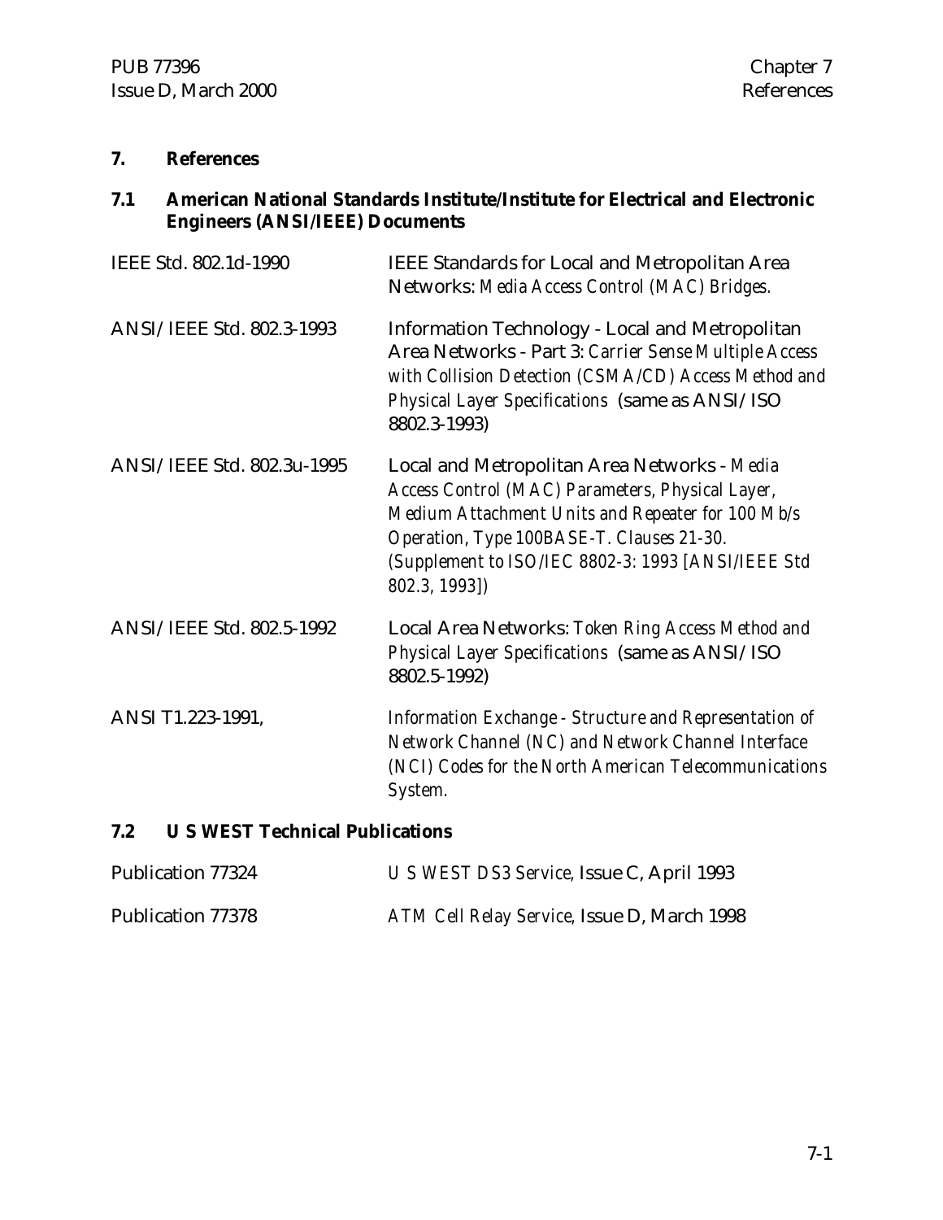# 7. References

## 7.1 American National Standards Institute/Institute for Electrical and Electronic Engineers (ANSI/IEEE) Documents

| | |
|---|---|
| IEEE Std. 802.1d-1990 | IEEE Standards for Local and Metropolitan Area Networks: *Media Access Control (MAC) Bridges.* |
| ANSI/IEEE Std. 802.3-1993 | Information Technology - Local and Metropolitan Area Networks - Part 3: *Carrier Sense Multiple Access with Collision Detection (CSMA/CD) Access Method and Physical Layer Specifications* (same as ANSI/ISO 8802.3-1993) |
| ANSI/IEEE Std. 802.3u-1995 | Local and Metropolitan Area Networks - *Media Access Control (MAC) Parameters, Physical Layer, Medium Attachment Units and Repeater for 100 Mb/s Operation, Type 100BASE-T. Clauses 21-30. (Supplement to ISO/IEC 8802-3: 1993 [ANSI/IEEE Std 802.3, 1993])* |
| ANSI/IEEE Std. 802.5-1992 | Local Area Networks: *Token Ring Access Method and Physical Layer Specifications* (same as ANSI/ISO 8802.5-1992) |
| ANSI T1.223-1991, | *Information Exchange - Structure and Representation of Network Channel (NC) and Network Channel Interface (NCI) Codes for the North American Telecommunications System.* |

## 7.2 U S WEST Technical Publications

| | |
|---|---|
| Publication 77324 | *U S WEST DS3 Service*, Issue C, April 1993 |
| Publication 77378 | *ATM Cell Relay Service*, Issue D, March 1998 |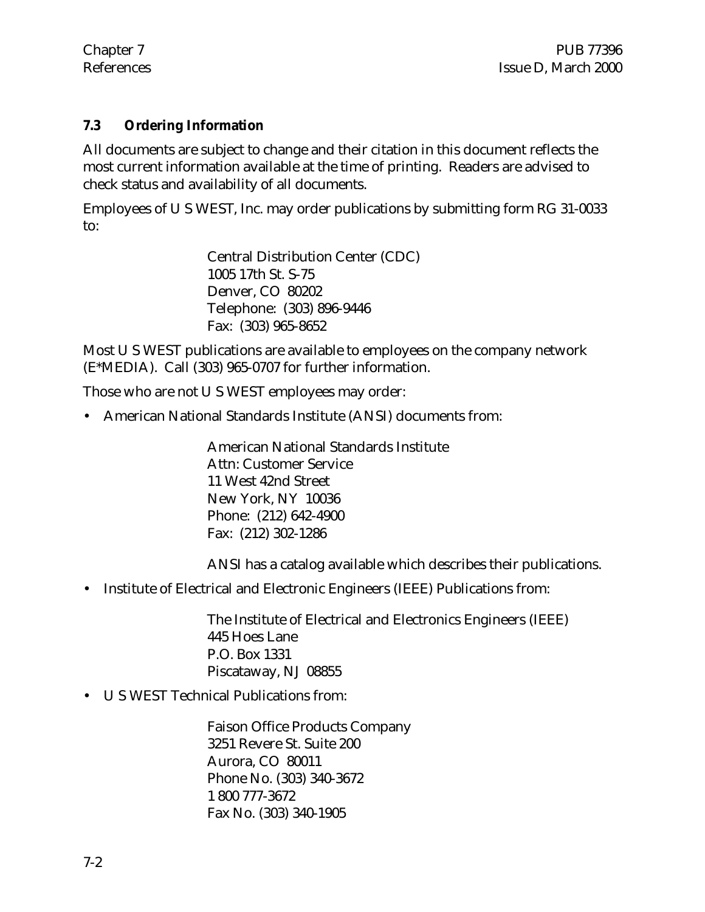### 7.3 Ordering Information

All documents are subject to change and their citation in this document reflects the most current information available at the time of printing. Readers are advised to check status and availability of all documents.

Employees of U S WEST, Inc. may order publications by submitting form RG 31-0033 to:

> Central Distribution Center (CDC)
> 1005 17th St. S-75
> Denver, CO 80202
> Telephone: (303) 896-9446
> Fax: (303) 965-8652

Most U S WEST publications are available to employees on the company network (E*MEDIA). Call (303) 965-0707 for further information.

Those who are not U S WEST employees may order:

- American National Standards Institute (ANSI) documents from:

  > American National Standards Institute
  > Attn: Customer Service
  > 11 West 42nd Street
  > New York, NY 10036
  > Phone: (212) 642-4900
  > Fax: (212) 302-1286
  >
  > ANSI has a catalog available which describes their publications.

- Institute of Electrical and Electronic Engineers (IEEE) Publications from:

  > The Institute of Electrical and Electronics Engineers (IEEE)
  > 445 Hoes Lane
  > P.O. Box 1331
  > Piscataway, NJ 08855

- U S WEST Technical Publications from:

  > Faison Office Products Company
  > 3251 Revere St. Suite 200
  > Aurora, CO 80011
  > Phone No. (303) 340-3672
  > 1 800 777-3672
  > Fax No. (303) 340-1905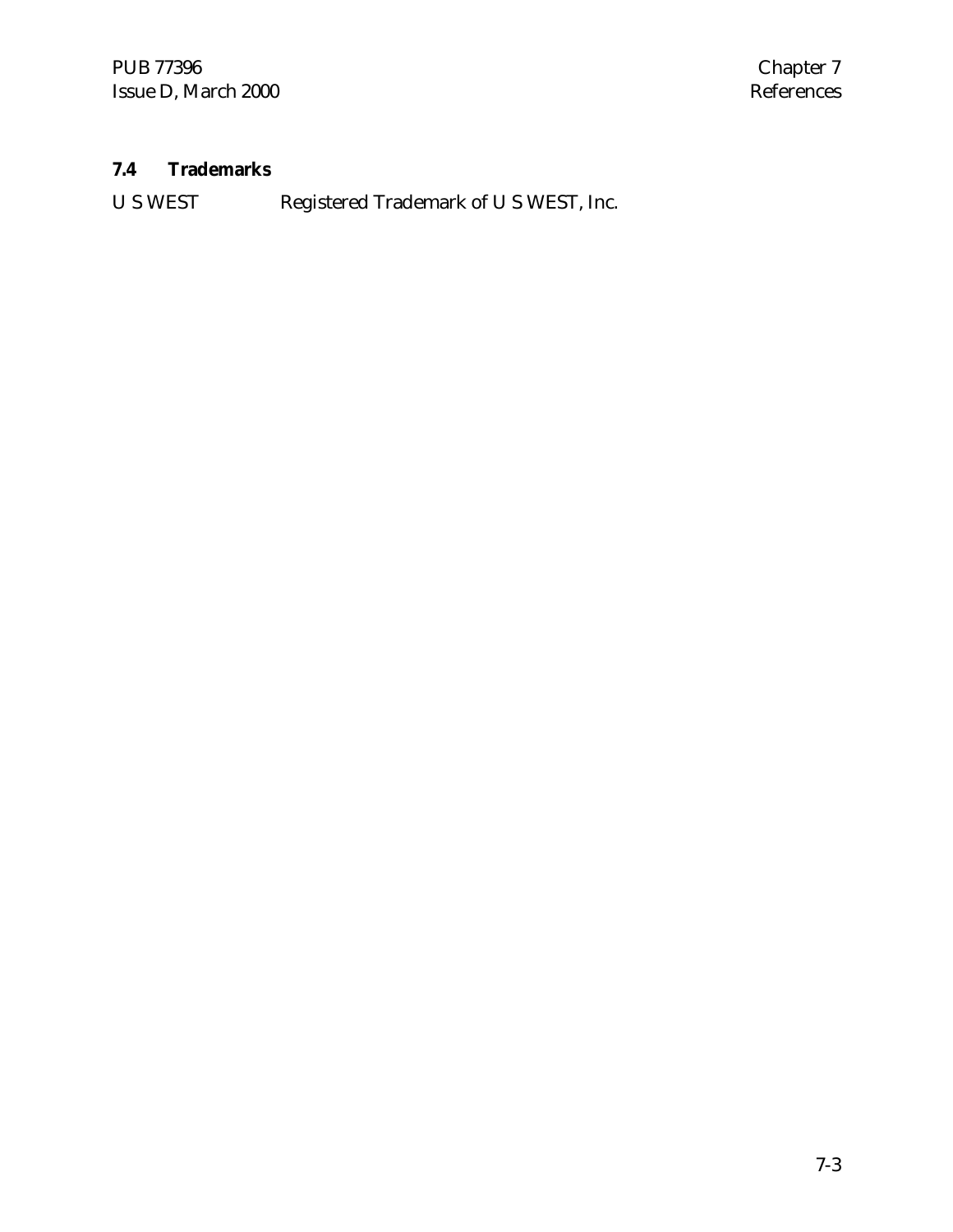### 7.4 Trademarks

| | |
|---|---|
| U S WEST | Registered Trademark of U S WEST, Inc. |